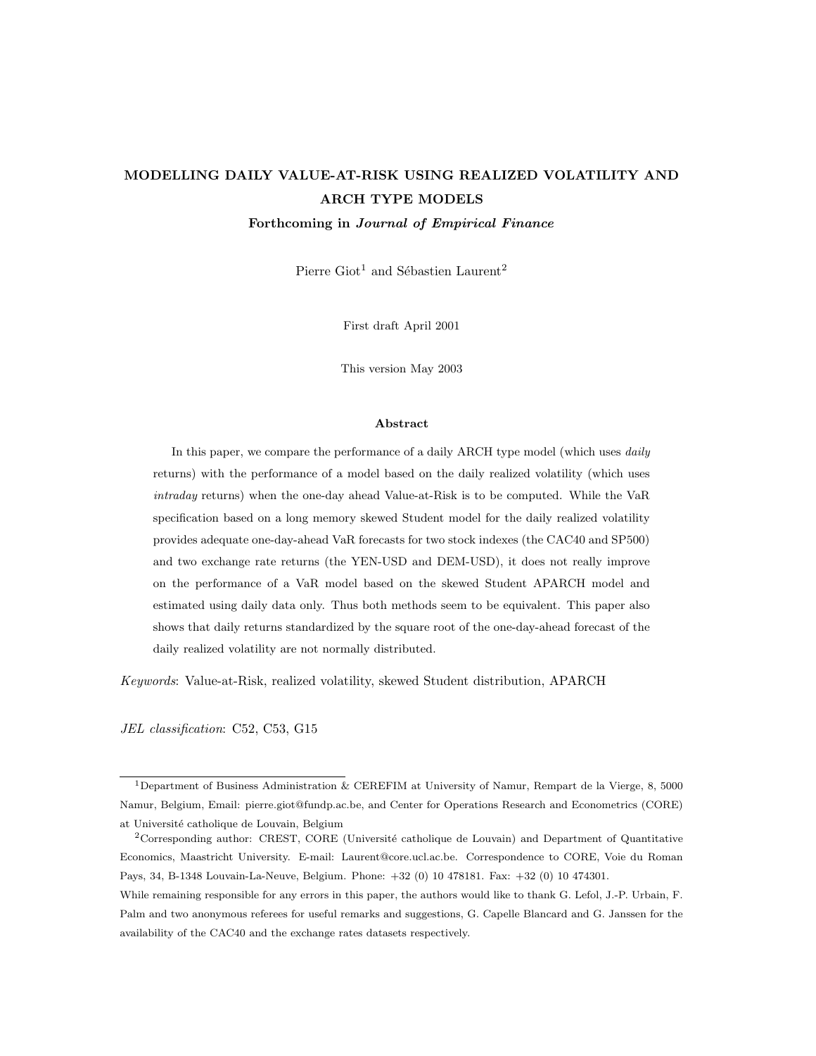# MODELLING DAILY VALUE-AT-RISK USING REALIZED VOLATILITY AND ARCH TYPE MODELS

**Forthcoming in *Journal of Empirical Finance***

Pierre Giot[1] and Sébastien Laurent[2]

First draft April 2001

This version May 2003

### Abstract

In this paper, we compare the performance of a daily ARCH type model (which uses *daily* returns) with the performance of a model based on the daily realized volatility (which uses *intraday* returns) when the one-day ahead Value-at-Risk is to be computed. While the VaR specification based on a long memory skewed Student model for the daily realized volatility provides adequate one-day-ahead VaR forecasts for two stock indexes (the CAC40 and SP500) and two exchange rate returns (the YEN-USD and DEM-USD), it does not really improve on the performance of a VaR model based on the skewed Student APARCH model and estimated using daily data only. Thus both methods seem to be equivalent. This paper also shows that daily returns standardized by the square root of the one-day-ahead forecast of the daily realized volatility are not normally distributed.

*Keywords*: Value-at-Risk, realized volatility, skewed Student distribution, APARCH

*JEL classification*: C52, C53, G15

---

[1]Department of Business Administration & CEREFIM at University of Namur, Rempart de la Vierge, 8, 5000 Namur, Belgium, Email: pierre.giot@fundp.ac.be, and Center for Operations Research and Econometrics (CORE) at Université catholique de Louvain, Belgium

[2]Corresponding author: CREST, CORE (Université catholique de Louvain) and Department of Quantitative Economics, Maastricht University. E-mail: Laurent@core.ucl.ac.be. Correspondence to CORE, Voie du Roman Pays, 34, B-1348 Louvain-La-Neuve, Belgium. Phone: +32 (0) 10 478181. Fax: +32 (0) 10 474301.

While remaining responsible for any errors in this paper, the authors would like to thank G. Lefol, J.-P. Urbain, F. Palm and two anonymous referees for useful remarks and suggestions, G. Capelle Blancard and G. Janssen for the availability of the CAC40 and the exchange rates datasets respectively.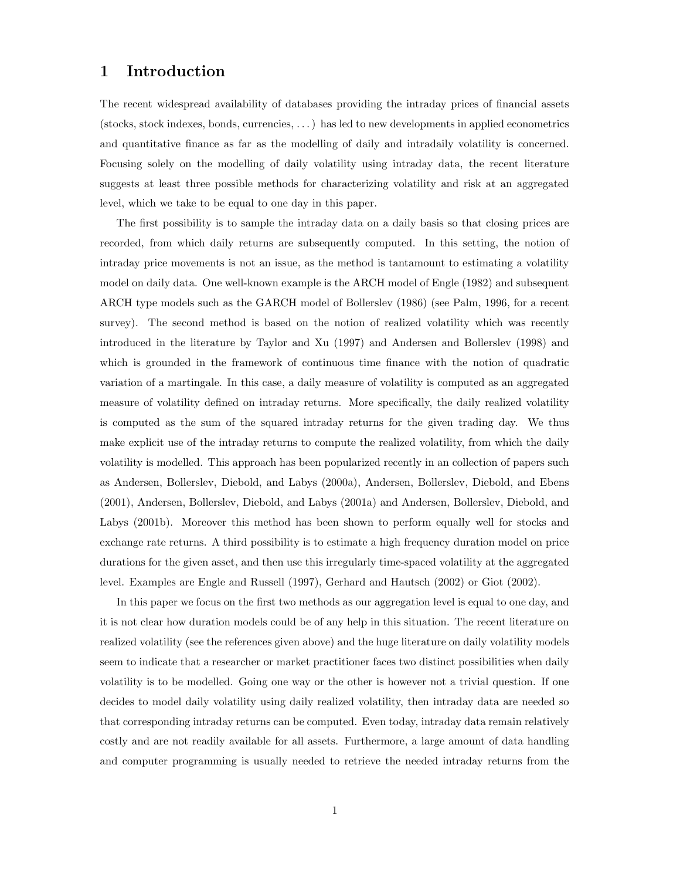# 1 Introduction

The recent widespread availability of databases providing the intraday prices of financial assets (stocks, stock indexes, bonds, currencies, . . . ) has led to new developments in applied econometrics and quantitative finance as far as the modelling of daily and intradaily volatility is concerned. Focusing solely on the modelling of daily volatility using intraday data, the recent literature suggests at least three possible methods for characterizing volatility and risk at an aggregated level, which we take to be equal to one day in this paper.

The first possibility is to sample the intraday data on a daily basis so that closing prices are recorded, from which daily returns are subsequently computed. In this setting, the notion of intraday price movements is not an issue, as the method is tantamount to estimating a volatility model on daily data. One well-known example is the ARCH model of Engle (1982) and subsequent ARCH type models such as the GARCH model of Bollerslev (1986) (see Palm, 1996, for a recent survey). The second method is based on the notion of realized volatility which was recently introduced in the literature by Taylor and Xu (1997) and Andersen and Bollerslev (1998) and which is grounded in the framework of continuous time finance with the notion of quadratic variation of a martingale. In this case, a daily measure of volatility is computed as an aggregated measure of volatility defined on intraday returns. More specifically, the daily realized volatility is computed as the sum of the squared intraday returns for the given trading day. We thus make explicit use of the intraday returns to compute the realized volatility, from which the daily volatility is modelled. This approach has been popularized recently in an collection of papers such as Andersen, Bollerslev, Diebold, and Labys (2000a), Andersen, Bollerslev, Diebold, and Ebens (2001), Andersen, Bollerslev, Diebold, and Labys (2001a) and Andersen, Bollerslev, Diebold, and Labys (2001b). Moreover this method has been shown to perform equally well for stocks and exchange rate returns. A third possibility is to estimate a high frequency duration model on price durations for the given asset, and then use this irregularly time-spaced volatility at the aggregated level. Examples are Engle and Russell (1997), Gerhard and Hautsch (2002) or Giot (2002).

In this paper we focus on the first two methods as our aggregation level is equal to one day, and it is not clear how duration models could be of any help in this situation. The recent literature on realized volatility (see the references given above) and the huge literature on daily volatility models seem to indicate that a researcher or market practitioner faces two distinct possibilities when daily volatility is to be modelled. Going one way or the other is however not a trivial question. If one decides to model daily volatility using daily realized volatility, then intraday data are needed so that corresponding intraday returns can be computed. Even today, intraday data remain relatively costly and are not readily available for all assets. Furthermore, a large amount of data handling and computer programming is usually needed to retrieve the needed intraday returns from the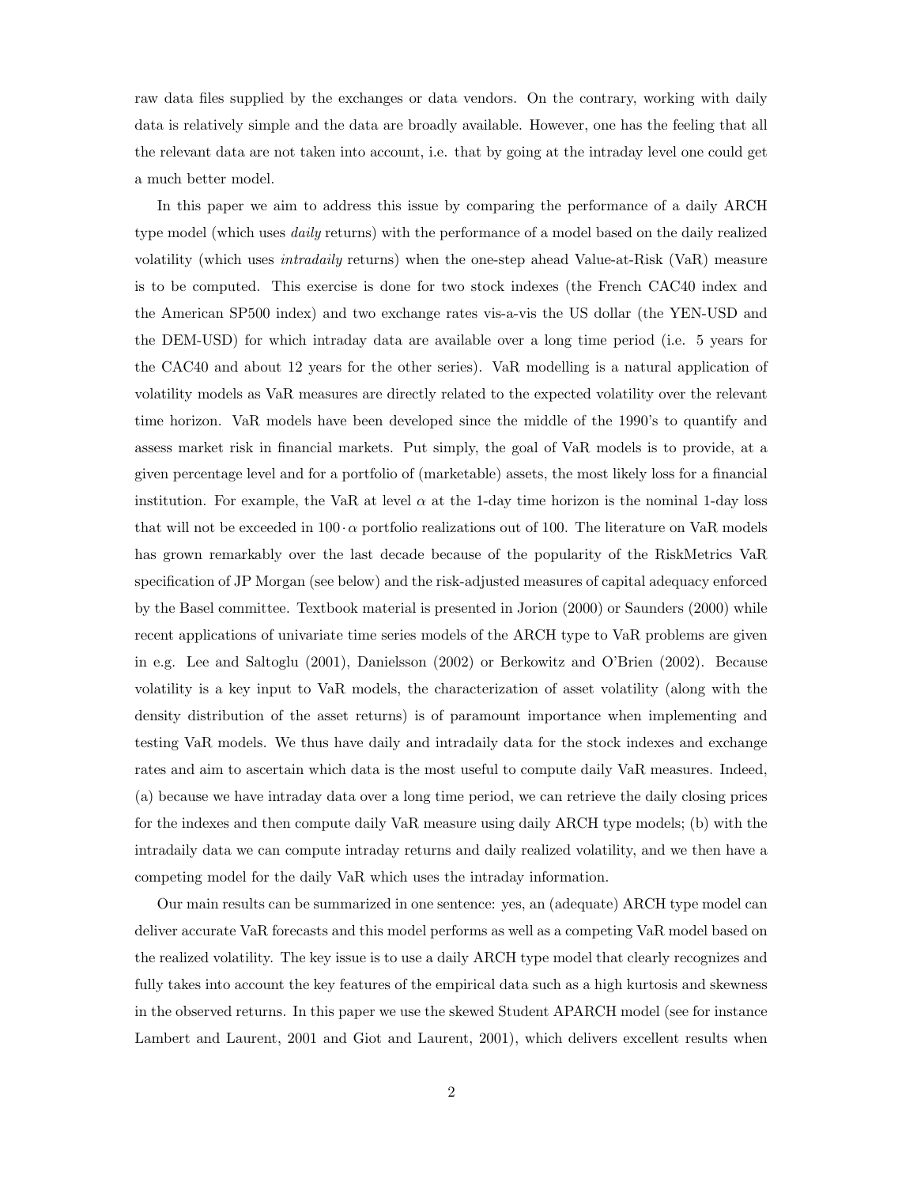raw data files supplied by the exchanges or data vendors. On the contrary, working with daily data is relatively simple and the data are broadly available. However, one has the feeling that all the relevant data are not taken into account, i.e. that by going at the intraday level one could get a much better model.

In this paper we aim to address this issue by comparing the performance of a daily ARCH type model (which uses *daily* returns) with the performance of a model based on the daily realized volatility (which uses *intradaily* returns) when the one-step ahead Value-at-Risk (VaR) measure is to be computed. This exercise is done for two stock indexes (the French CAC40 index and the American SP500 index) and two exchange rates vis-a-vis the US dollar (the YEN-USD and the DEM-USD) for which intraday data are available over a long time period (i.e. 5 years for the CAC40 and about 12 years for the other series). VaR modelling is a natural application of volatility models as VaR measures are directly related to the expected volatility over the relevant time horizon. VaR models have been developed since the middle of the 1990's to quantify and assess market risk in financial markets. Put simply, the goal of VaR models is to provide, at a given percentage level and for a portfolio of (marketable) assets, the most likely loss for a financial institution. For example, the VaR at level $\alpha$ at the 1-day time horizon is the nominal 1-day loss that will not be exceeded in $100 \cdot \alpha$ portfolio realizations out of 100. The literature on VaR models has grown remarkably over the last decade because of the popularity of the RiskMetrics VaR specification of JP Morgan (see below) and the risk-adjusted measures of capital adequacy enforced by the Basel committee. Textbook material is presented in Jorion (2000) or Saunders (2000) while recent applications of univariate time series models of the ARCH type to VaR problems are given in e.g. Lee and Saltoglu (2001), Danielsson (2002) or Berkowitz and O'Brien (2002). Because volatility is a key input to VaR models, the characterization of asset volatility (along with the density distribution of the asset returns) is of paramount importance when implementing and testing VaR models. We thus have daily and intradaily data for the stock indexes and exchange rates and aim to ascertain which data is the most useful to compute daily VaR measures. Indeed, (a) because we have intraday data over a long time period, we can retrieve the daily closing prices for the indexes and then compute daily VaR measure using daily ARCH type models; (b) with the intradaily data we can compute intraday returns and daily realized volatility, and we then have a competing model for the daily VaR which uses the intraday information.

Our main results can be summarized in one sentence: yes, an (adequate) ARCH type model can deliver accurate VaR forecasts and this model performs as well as a competing VaR model based on the realized volatility. The key issue is to use a daily ARCH type model that clearly recognizes and fully takes into account the key features of the empirical data such as a high kurtosis and skewness in the observed returns. In this paper we use the skewed Student APARCH model (see for instance Lambert and Laurent, 2001 and Giot and Laurent, 2001), which delivers excellent results when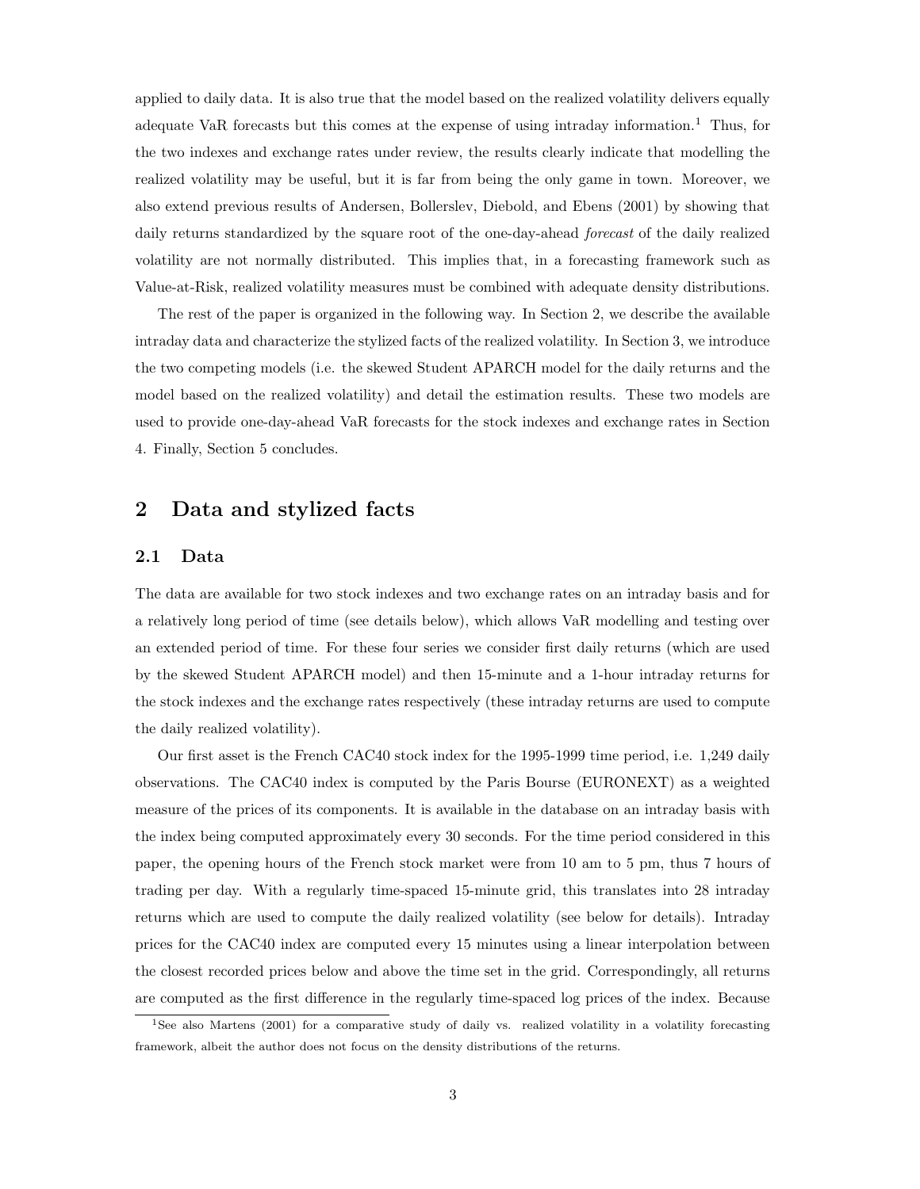applied to daily data. It is also true that the model based on the realized volatility delivers equally adequate VaR forecasts but this comes at the expense of using intraday information.[1] Thus, for the two indexes and exchange rates under review, the results clearly indicate that modelling the realized volatility may be useful, but it is far from being the only game in town. Moreover, we also extend previous results of Andersen, Bollerslev, Diebold, and Ebens (2001) by showing that daily returns standardized by the square root of the one-day-ahead *forecast* of the daily realized volatility are not normally distributed. This implies that, in a forecasting framework such as Value-at-Risk, realized volatility measures must be combined with adequate density distributions.

The rest of the paper is organized in the following way. In Section 2, we describe the available intraday data and characterize the stylized facts of the realized volatility. In Section 3, we introduce the two competing models (i.e. the skewed Student APARCH model for the daily returns and the model based on the realized volatility) and detail the estimation results. These two models are used to provide one-day-ahead VaR forecasts for the stock indexes and exchange rates in Section 4. Finally, Section 5 concludes.

## 2 Data and stylized facts

### 2.1 Data

The data are available for two stock indexes and two exchange rates on an intraday basis and for a relatively long period of time (see details below), which allows VaR modelling and testing over an extended period of time. For these four series we consider first daily returns (which are used by the skewed Student APARCH model) and then 15-minute and a 1-hour intraday returns for the stock indexes and the exchange rates respectively (these intraday returns are used to compute the daily realized volatility).

Our first asset is the French CAC40 stock index for the 1995-1999 time period, i.e. 1,249 daily observations. The CAC40 index is computed by the Paris Bourse (EURONEXT) as a weighted measure of the prices of its components. It is available in the database on an intraday basis with the index being computed approximately every 30 seconds. For the time period considered in this paper, the opening hours of the French stock market were from 10 am to 5 pm, thus 7 hours of trading per day. With a regularly time-spaced 15-minute grid, this translates into 28 intraday returns which are used to compute the daily realized volatility (see below for details). Intraday prices for the CAC40 index are computed every 15 minutes using a linear interpolation between the closest recorded prices below and above the time set in the grid. Correspondingly, all returns are computed as the first difference in the regularly time-spaced log prices of the index. Because

[1] See also Martens (2001) for a comparative study of daily vs. realized volatility in a volatility forecasting framework, albeit the author does not focus on the density distributions of the returns.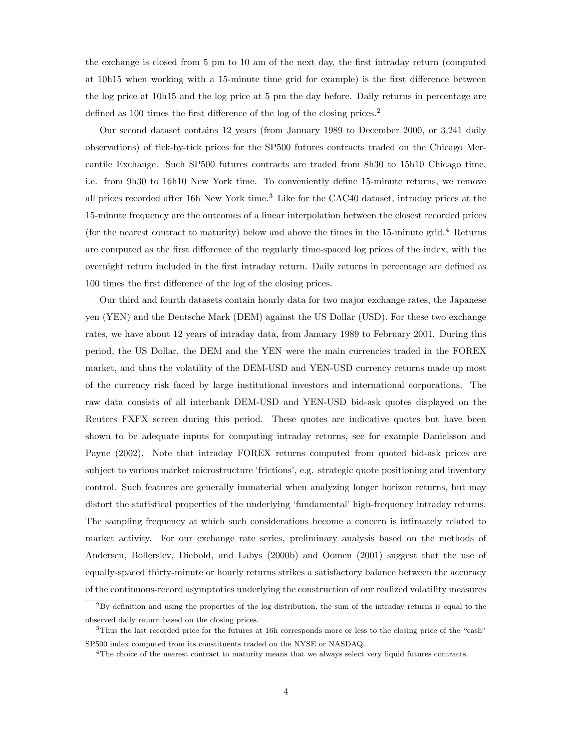the exchange is closed from 5 pm to 10 am of the next day, the first intraday return (computed at 10h15 when working with a 15-minute time grid for example) is the first difference between the log price at 10h15 and the log price at 5 pm the day before. Daily returns in percentage are defined as 100 times the first difference of the log of the closing prices.[2]

Our second dataset contains 12 years (from January 1989 to December 2000, or 3,241 daily observations) of tick-by-tick prices for the SP500 futures contracts traded on the Chicago Mercantile Exchange. Such SP500 futures contracts are traded from 8h30 to 15h10 Chicago time, i.e. from 9h30 to 16h10 New York time. To conveniently define 15-minute returns, we remove all prices recorded after 16h New York time.[3] Like for the CAC40 dataset, intraday prices at the 15-minute frequency are the outcomes of a linear interpolation between the closest recorded prices (for the nearest contract to maturity) below and above the times in the 15-minute grid.[4] Returns are computed as the first difference of the regularly time-spaced log prices of the index, with the overnight return included in the first intraday return. Daily returns in percentage are defined as 100 times the first difference of the log of the closing prices.

Our third and fourth datasets contain hourly data for two major exchange rates, the Japanese yen (YEN) and the Deutsche Mark (DEM) against the US Dollar (USD). For these two exchange rates, we have about 12 years of intraday data, from January 1989 to February 2001. During this period, the US Dollar, the DEM and the YEN were the main currencies traded in the FOREX market, and thus the volatility of the DEM-USD and YEN-USD currency returns made up most of the currency risk faced by large institutional investors and international corporations. The raw data consists of all interbank DEM-USD and YEN-USD bid-ask quotes displayed on the Reuters FXFX screen during this period. These quotes are indicative quotes but have been shown to be adequate inputs for computing intraday returns, see for example Danielsson and Payne (2002). Note that intraday FOREX returns computed from quoted bid-ask prices are subject to various market microstructure 'frictions', e.g. strategic quote positioning and inventory control. Such features are generally immaterial when analyzing longer horizon returns, but may distort the statistical properties of the underlying 'fundamental' high-frequency intraday returns. The sampling frequency at which such considerations become a concern is intimately related to market activity. For our exchange rate series, preliminary analysis based on the methods of Andersen, Bollerslev, Diebold, and Labys (2000b) and Oomen (2001) suggest that the use of equally-spaced thirty-minute or hourly returns strikes a satisfactory balance between the accuracy of the continuous-record asymptotics underlying the construction of our realized volatility measures

[2] By definition and using the properties of the log distribution, the sum of the intraday returns is equal to the observed daily return based on the closing prices.

[3] Thus the last recorded price for the futures at 16h corresponds more or less to the closing price of the "cash" SP500 index computed from its constituents traded on the NYSE or NASDAQ.

[4] The choice of the nearest contract to maturity means that we always select very liquid futures contracts.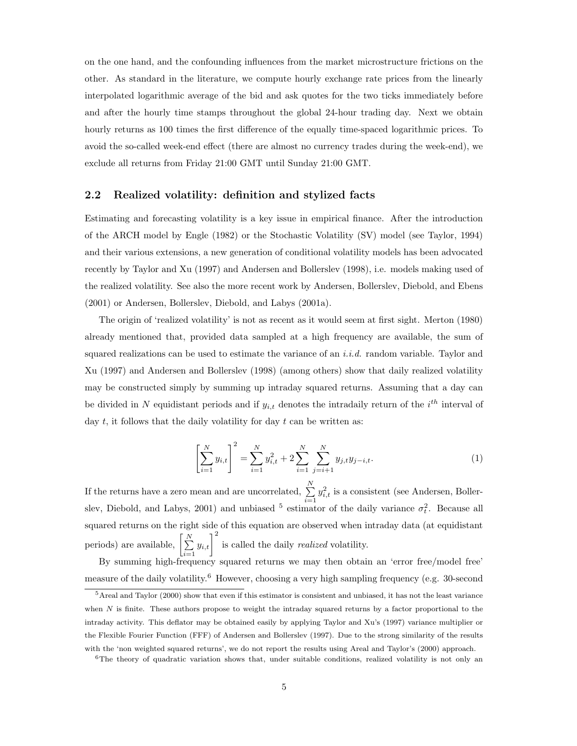on the one hand, and the confounding influences from the market microstructure frictions on the other. As standard in the literature, we compute hourly exchange rate prices from the linearly interpolated logarithmic average of the bid and ask quotes for the two ticks immediately before and after the hourly time stamps throughout the global 24-hour trading day. Next we obtain hourly returns as 100 times the first difference of the equally time-spaced logarithmic prices. To avoid the so-called week-end effect (there are almost no currency trades during the week-end), we exclude all returns from Friday 21:00 GMT until Sunday 21:00 GMT.

### 2.2 Realized volatility: definition and stylized facts

Estimating and forecasting volatility is a key issue in empirical finance. After the introduction of the ARCH model by Engle (1982) or the Stochastic Volatility (SV) model (see Taylor, 1994) and their various extensions, a new generation of conditional volatility models has been advocated recently by Taylor and Xu (1997) and Andersen and Bollerslev (1998), i.e. models making used of the realized volatility. See also the more recent work by Andersen, Bollerslev, Diebold, and Ebens (2001) or Andersen, Bollerslev, Diebold, and Labys (2001a).

The origin of 'realized volatility' is not as recent as it would seem at first sight. Merton (1980) already mentioned that, provided data sampled at a high frequency are available, the sum of squared realizations can be used to estimate the variance of an *i.i.d.* random variable. Taylor and Xu (1997) and Andersen and Bollerslev (1998) (among others) show that daily realized volatility may be constructed simply by summing up intraday squared returns. Assuming that a day can be divided in $N$ equidistant periods and if $y_{i,t}$ denotes the intradaily return of the $i^{th}$ interval of day $t$, it follows that the daily volatility for day $t$ can be written as:

$$\left[\sum_{i=1}^{N} y_{i,t}\right]^2 = \sum_{i=1}^{N} y_{i,t}^2 + 2\sum_{i=1}^{N}\sum_{j=i+1}^{N} y_{j,t}y_{j-i,t}. \tag{1}$$

If the returns have a zero mean and are uncorrelated, $\sum_{i=1}^{N} y_{i,t}^2$ is a consistent (see Andersen, Bollerslev, Diebold, and Labys, 2001) and unbiased [5] estimator of the daily variance $\sigma_t^2$. Because all squared returns on the right side of this equation are observed when intraday data (at equidistant periods) are available, $\left[\sum_{i=1}^{N} y_{i,t}\right]^2$ is called the daily *realized* volatility.

By summing high-frequency squared returns we may then obtain an 'error free/model free' measure of the daily volatility.[6] However, choosing a very high sampling frequency (e.g. 30-second

[5] Areal and Taylor (2000) show that even if this estimator is consistent and unbiased, it has not the least variance when $N$ is finite. These authors propose to weight the intraday squared returns by a factor proportional to the intraday activity. This deflator may be obtained easily by applying Taylor and Xu's (1997) variance multiplier or the Flexible Fourier Function (FFF) of Andersen and Bollerslev (1997). Due to the strong similarity of the results with the 'non weighted squared returns', we do not report the results using Areal and Taylor's (2000) approach.

[6] The theory of quadratic variation shows that, under suitable conditions, realized volatility is not only an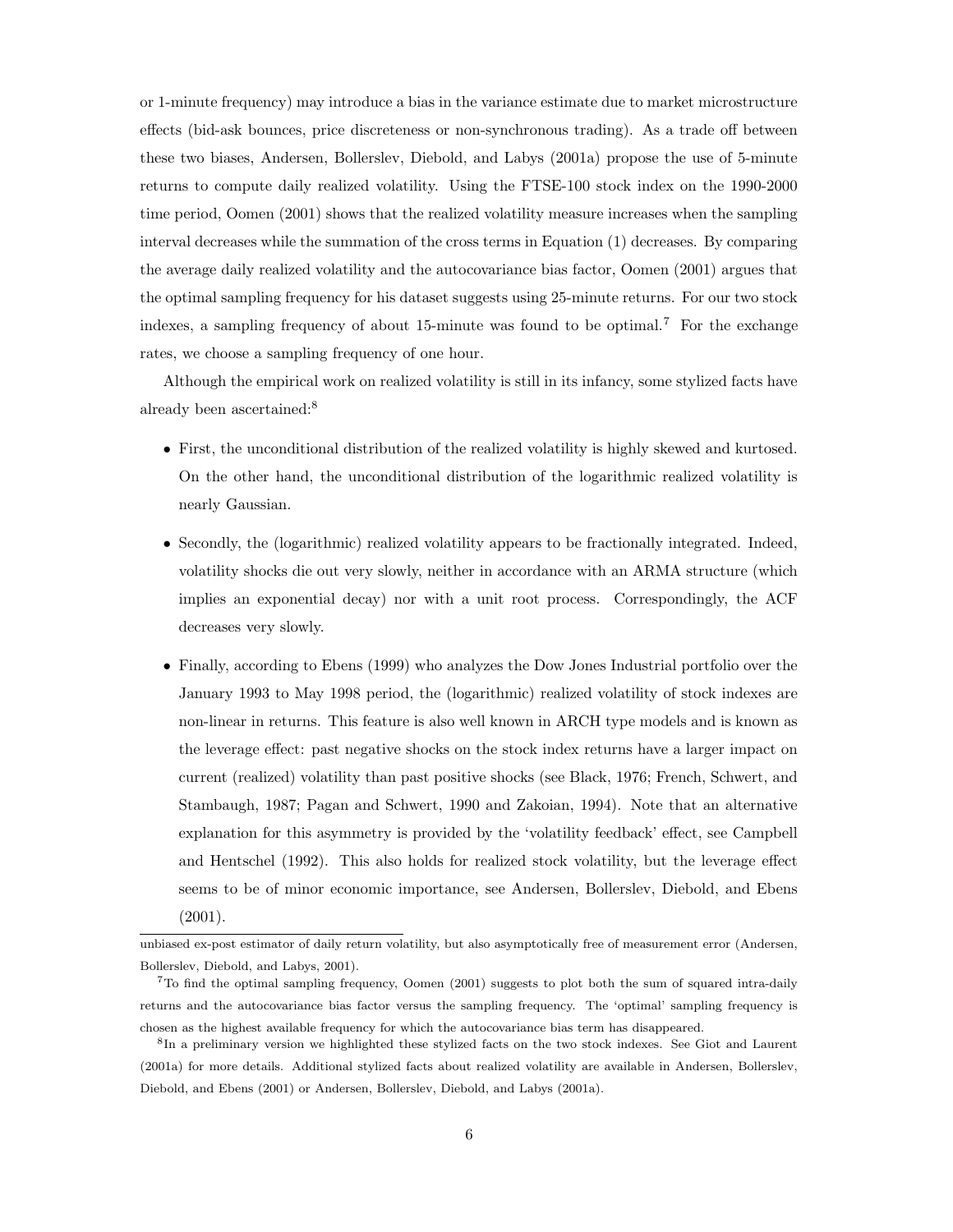or 1-minute frequency) may introduce a bias in the variance estimate due to market microstructure effects (bid-ask bounces, price discreteness or non-synchronous trading). As a trade off between these two biases, Andersen, Bollerslev, Diebold, and Labys (2001a) propose the use of 5-minute returns to compute daily realized volatility. Using the FTSE-100 stock index on the 1990-2000 time period, Oomen (2001) shows that the realized volatility measure increases when the sampling interval decreases while the summation of the cross terms in Equation (1) decreases. By comparing the average daily realized volatility and the autocovariance bias factor, Oomen (2001) argues that the optimal sampling frequency for his dataset suggests using 25-minute returns. For our two stock indexes, a sampling frequency of about 15-minute was found to be optimal.[7] For the exchange rates, we choose a sampling frequency of one hour.

Although the empirical work on realized volatility is still in its infancy, some stylized facts have already been ascertained:[8]

- First, the unconditional distribution of the realized volatility is highly skewed and kurtosed. On the other hand, the unconditional distribution of the logarithmic realized volatility is nearly Gaussian.
- Secondly, the (logarithmic) realized volatility appears to be fractionally integrated. Indeed, volatility shocks die out very slowly, neither in accordance with an ARMA structure (which implies an exponential decay) nor with a unit root process. Correspondingly, the ACF decreases very slowly.
- Finally, according to Ebens (1999) who analyzes the Dow Jones Industrial portfolio over the January 1993 to May 1998 period, the (logarithmic) realized volatility of stock indexes are non-linear in returns. This feature is also well known in ARCH type models and is known as the leverage effect: past negative shocks on the stock index returns have a larger impact on current (realized) volatility than past positive shocks (see Black, 1976; French, Schwert, and Stambaugh, 1987; Pagan and Schwert, 1990 and Zakoian, 1994). Note that an alternative explanation for this asymmetry is provided by the 'volatility feedback' effect, see Campbell and Hentschel (1992). This also holds for realized stock volatility, but the leverage effect seems to be of minor economic importance, see Andersen, Bollerslev, Diebold, and Ebens (2001).

---

unbiased ex-post estimator of daily return volatility, but also asymptotically free of measurement error (Andersen, Bollerslev, Diebold, and Labys, 2001).

[7] To find the optimal sampling frequency, Oomen (2001) suggests to plot both the sum of squared intra-daily returns and the autocovariance bias factor versus the sampling frequency. The 'optimal' sampling frequency is chosen as the highest available frequency for which the autocovariance bias term has disappeared.

[8] In a preliminary version we highlighted these stylized facts on the two stock indexes. See Giot and Laurent (2001a) for more details. Additional stylized facts about realized volatility are available in Andersen, Bollerslev, Diebold, and Ebens (2001) or Andersen, Bollerslev, Diebold, and Labys (2001a).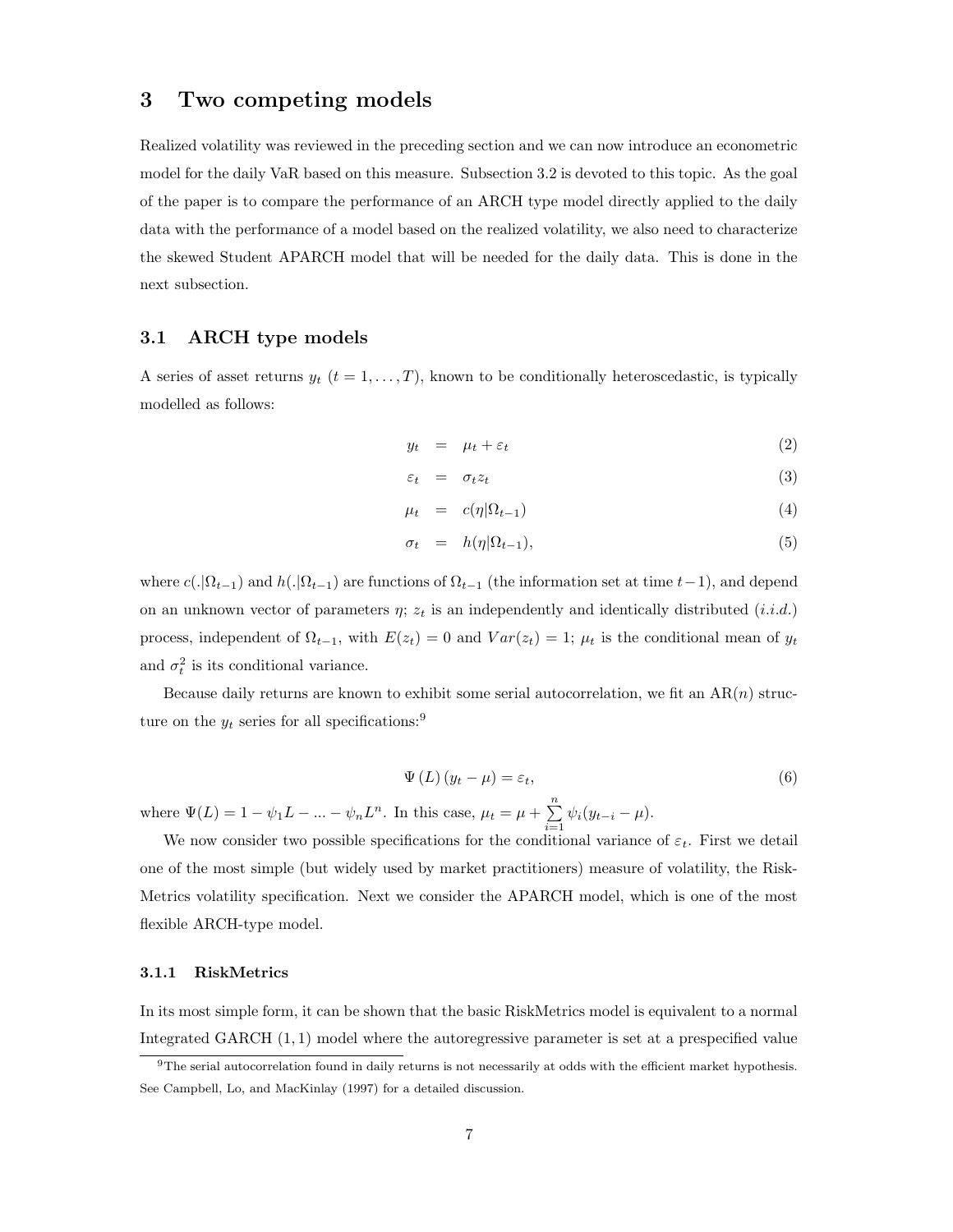# 3 Two competing models

Realized volatility was reviewed in the preceding section and we can now introduce an econometric model for the daily VaR based on this measure. Subsection 3.2 is devoted to this topic. As the goal of the paper is to compare the performance of an ARCH type model directly applied to the daily data with the performance of a model based on the realized volatility, we also need to characterize the skewed Student APARCH model that will be needed for the daily data. This is done in the next subsection.

## 3.1 ARCH type models

A series of asset returns $y_t$ $(t = 1, \ldots, T)$, known to be conditionally heteroscedastic, is typically modelled as follows:

$$
\begin{aligned}
y_t &= \mu_t + \varepsilon_t &(2)\\
\varepsilon_t &= \sigma_t z_t &(3)\\
\mu_t &= c(\eta|\Omega_{t-1}) &(4)\\
\sigma_t &= h(\eta|\Omega_{t-1}), &(5)
\end{aligned}
$$

where $c(.|\Omega_{t-1})$ and $h(.|\Omega_{t-1})$ are functions of $\Omega_{t-1}$ (the information set at time $t-1$), and depend on an unknown vector of parameters $\eta$; $z_t$ is an independently and identically distributed (*i.i.d.*) process, independent of $\Omega_{t-1}$, with $E(z_t) = 0$ and $Var(z_t) = 1$; $\mu_t$ is the conditional mean of $y_t$ and $\sigma_t^2$ is its conditional variance.

Because daily returns are known to exhibit some serial autocorrelation, we fit an AR($n$) structure on the $y_t$ series for all specifications:[9]

$$
\Psi(L)(y_t - \mu) = \varepsilon_t, \tag{6}
$$

where $\Psi(L) = 1 - \psi_1 L - \ldots - \psi_n L^n$. In this case, $\mu_t = \mu + \sum_{i=1}^{n} \psi_i (y_{t-i} - \mu)$.

We now consider two possible specifications for the conditional variance of $\varepsilon_t$. First we detail one of the most simple (but widely used by market practitioners) measure of volatility, the RiskMetrics volatility specification. Next we consider the APARCH model, which is one of the most flexible ARCH-type model.

### 3.1.1 RiskMetrics

In its most simple form, it can be shown that the basic RiskMetrics model is equivalent to a normal Integrated GARCH $(1, 1)$ model where the autoregressive parameter is set at a prespecified value

[9] The serial autocorrelation found in daily returns is not necessarily at odds with the efficient market hypothesis. See Campbell, Lo, and MacKinlay (1997) for a detailed discussion.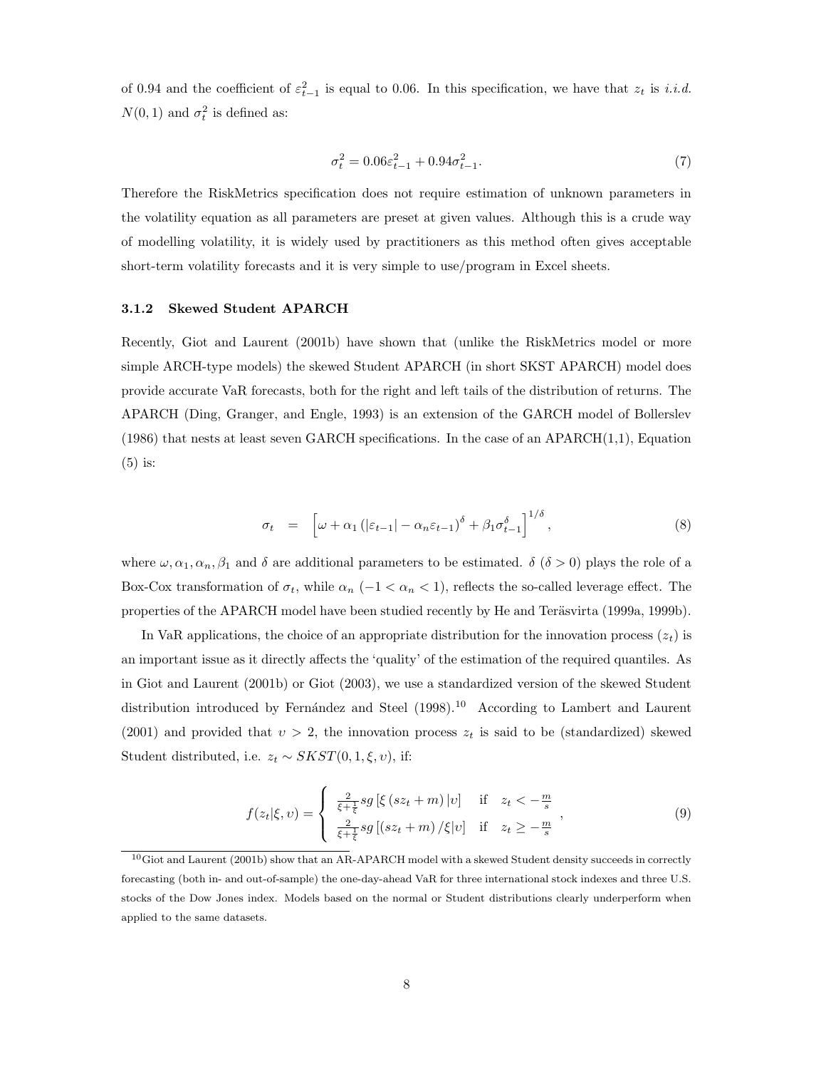of 0.94 and the coefficient of $\varepsilon_{t-1}^2$ is equal to 0.06. In this specification, we have that $z_t$ is *i.i.d.* $N(0,1)$ and $\sigma_t^2$ is defined as:

$$\sigma_t^2 = 0.06\varepsilon_{t-1}^2 + 0.94\sigma_{t-1}^2. \tag{7}$$

Therefore the RiskMetrics specification does not require estimation of unknown parameters in the volatility equation as all parameters are preset at given values. Although this is a crude way of modelling volatility, it is widely used by practitioners as this method often gives acceptable short-term volatility forecasts and it is very simple to use/program in Excel sheets.

### 3.1.2 Skewed Student APARCH

Recently, Giot and Laurent (2001b) have shown that (unlike the RiskMetrics model or more simple ARCH-type models) the skewed Student APARCH (in short SKST APARCH) model does provide accurate VaR forecasts, both for the right and left tails of the distribution of returns. The APARCH (Ding, Granger, and Engle, 1993) is an extension of the GARCH model of Bollerslev (1986) that nests at least seven GARCH specifications. In the case of an APARCH(1,1), Equation (5) is:

$$\sigma_t = \left[\omega + \alpha_1 \left(|\varepsilon_{t-1}| - \alpha_n \varepsilon_{t-1}\right)^{\delta} + \beta_1 \sigma_{t-1}^{\delta}\right]^{1/\delta}, \tag{8}$$

where $\omega, \alpha_1, \alpha_n, \beta_1$ and $\delta$ are additional parameters to be estimated. $\delta$ ($\delta > 0$) plays the role of a Box-Cox transformation of $\sigma_t$, while $\alpha_n$ ($-1 < \alpha_n < 1$), reflects the so-called leverage effect. The properties of the APARCH model have been studied recently by He and Teräsvirta (1999a, 1999b).

In VaR applications, the choice of an appropriate distribution for the innovation process ($z_t$) is an important issue as it directly affects the 'quality' of the estimation of the required quantiles. As in Giot and Laurent (2001b) or Giot (2003), we use a standardized version of the skewed Student distribution introduced by Fernández and Steel (1998).[10] According to Lambert and Laurent (2001) and provided that $\upsilon > 2$, the innovation process $z_t$ is said to be (standardized) skewed Student distributed, i.e. $z_t \sim SKST(0, 1, \xi, \upsilon)$, if:

$$f(z_t|\xi,\upsilon) = \begin{cases} \frac{2}{\xi + \frac{1}{\xi}} sg\left[\xi\left(sz_t + m\right)|\upsilon\right] & \text{if} \quad z_t < -\frac{m}{s} \\ \frac{2}{\xi + \frac{1}{\xi}} sg\left[\left(sz_t + m\right)/\xi|\upsilon\right] & \text{if} \quad z_t \geq -\frac{m}{s} \end{cases}, \tag{9}$$

[10] Giot and Laurent (2001b) show that an AR-APARCH model with a skewed Student density succeeds in correctly forecasting (both in- and out-of-sample) the one-day-ahead VaR for three international stock indexes and three U.S. stocks of the Dow Jones index. Models based on the normal or Student distributions clearly underperform when applied to the same datasets.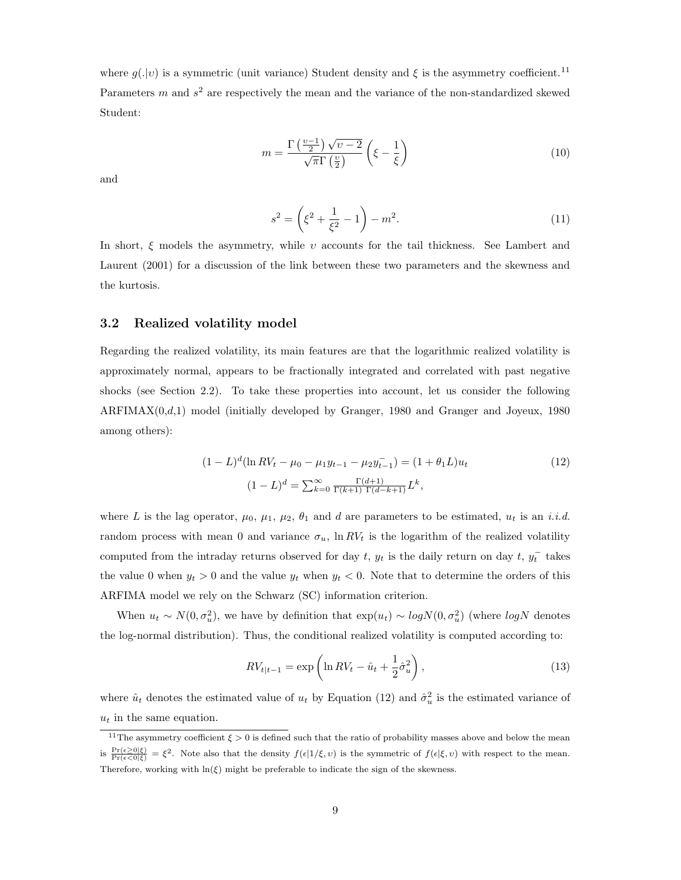where $g(.|\upsilon)$ is a symmetric (unit variance) Student density and $\xi$ is the asymmetry coefficient.[11] Parameters $m$ and $s^2$ are respectively the mean and the variance of the non-standardized skewed Student:

$$m = \frac{\Gamma\left(\frac{\upsilon-1}{2}\right)\sqrt{\upsilon-2}}{\sqrt{\pi}\Gamma\left(\frac{\upsilon}{2}\right)}\left(\xi - \frac{1}{\xi}\right) \tag{10}$$

and

$$s^2 = \left(\xi^2 + \frac{1}{\xi^2} - 1\right) - m^2. \tag{11}$$

In short, $\xi$ models the asymmetry, while $\upsilon$ accounts for the tail thickness. See Lambert and Laurent (2001) for a discussion of the link between these two parameters and the skewness and the kurtosis.

### 3.2 Realized volatility model

Regarding the realized volatility, its main features are that the logarithmic realized volatility is approximately normal, appears to be fractionally integrated and correlated with past negative shocks (see Section 2.2). To take these properties into account, let us consider the following ARFIMAX(0,$d$,1) model (initially developed by Granger, 1980 and Granger and Joyeux, 1980 among others):

$$(1-L)^d(\ln RV_t - \mu_0 - \mu_1 y_{t-1} - \mu_2 y_{t-1}^-) = (1+\theta_1 L)u_t \tag{12}$$

$$(1-L)^d = \sum_{k=0}^{\infty} \frac{\Gamma(d+1)}{\Gamma(k+1)\ \Gamma(d-k+1)} L^k,$$

where $L$ is the lag operator, $\mu_0$, $\mu_1$, $\mu_2$, $\theta_1$ and $d$ are parameters to be estimated, $u_t$ is an *i.i.d.* random process with mean 0 and variance $\sigma_u$, $\ln RV_t$ is the logarithm of the realized volatility computed from the intraday returns observed for day $t$, $y_t$ is the daily return on day $t$, $y_t^-$ takes the value 0 when $y_t > 0$ and the value $y_t$ when $y_t < 0$. Note that to determine the orders of this ARFIMA model we rely on the Schwarz (SC) information criterion.

When $u_t \sim N(0, \sigma_u^2)$, we have by definition that $\exp(u_t) \sim logN(0, \sigma_u^2)$ (where $logN$ denotes the log-normal distribution). Thus, the conditional realized volatility is computed according to:

$$RV_{t|t-1} = \exp\left(\ln RV_t - \hat{u}_t + \frac{1}{2}\hat{\sigma}_u^2\right), \tag{13}$$

where $\hat{u}_t$ denotes the estimated value of $u_t$ by Equation (12) and $\hat{\sigma}_u^2$ is the estimated variance of $u_t$ in the same equation.

---

[11] The asymmetry coefficient $\xi > 0$ is defined such that the ratio of probability masses above and below the mean is $\frac{\Pr(\epsilon \geq 0|\xi)}{\Pr(\epsilon < 0|\xi)} = \xi^2$. Note also that the density $f(\epsilon|1/\xi, \upsilon)$ is the symmetric of $f(\epsilon|\xi, \upsilon)$ with respect to the mean. Therefore, working with $\ln(\xi)$ might be preferable to indicate the sign of the skewness.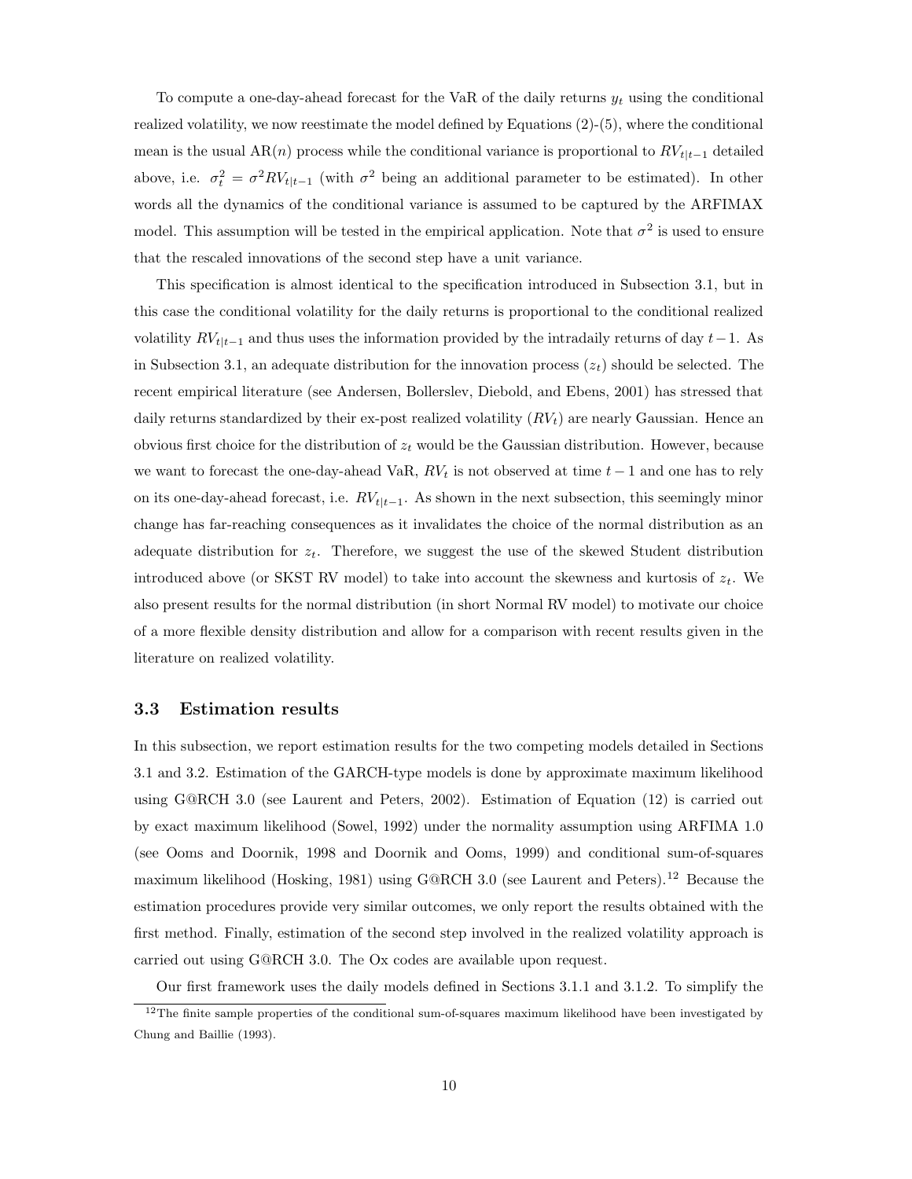To compute a one-day-ahead forecast for the VaR of the daily returns $y_t$ using the conditional realized volatility, we now reestimate the model defined by Equations (2)-(5), where the conditional mean is the usual AR($n$) process while the conditional variance is proportional to $RV_{t|t-1}$ detailed above, i.e. $\sigma_t^2 = \sigma^2 RV_{t|t-1}$ (with $\sigma^2$ being an additional parameter to be estimated). In other words all the dynamics of the conditional variance is assumed to be captured by the ARFIMAX model. This assumption will be tested in the empirical application. Note that $\sigma^2$ is used to ensure that the rescaled innovations of the second step have a unit variance.

This specification is almost identical to the specification introduced in Subsection 3.1, but in this case the conditional volatility for the daily returns is proportional to the conditional realized volatility $RV_{t|t-1}$ and thus uses the information provided by the intradaily returns of day $t-1$. As in Subsection 3.1, an adequate distribution for the innovation process $(z_t)$ should be selected. The recent empirical literature (see Andersen, Bollerslev, Diebold, and Ebens, 2001) has stressed that daily returns standardized by their ex-post realized volatility $(RV_t)$ are nearly Gaussian. Hence an obvious first choice for the distribution of $z_t$ would be the Gaussian distribution. However, because we want to forecast the one-day-ahead VaR, $RV_t$ is not observed at time $t-1$ and one has to rely on its one-day-ahead forecast, i.e. $RV_{t|t-1}$. As shown in the next subsection, this seemingly minor change has far-reaching consequences as it invalidates the choice of the normal distribution as an adequate distribution for $z_t$. Therefore, we suggest the use of the skewed Student distribution introduced above (or SKST RV model) to take into account the skewness and kurtosis of $z_t$. We also present results for the normal distribution (in short Normal RV model) to motivate our choice of a more flexible density distribution and allow for a comparison with recent results given in the literature on realized volatility.

### 3.3 Estimation results

In this subsection, we report estimation results for the two competing models detailed in Sections 3.1 and 3.2. Estimation of the GARCH-type models is done by approximate maximum likelihood using G@RCH 3.0 (see Laurent and Peters, 2002). Estimation of Equation (12) is carried out by exact maximum likelihood (Sowel, 1992) under the normality assumption using ARFIMA 1.0 (see Ooms and Doornik, 1998 and Doornik and Ooms, 1999) and conditional sum-of-squares maximum likelihood (Hosking, 1981) using G@RCH 3.0 (see Laurent and Peters).[12] Because the estimation procedures provide very similar outcomes, we only report the results obtained with the first method. Finally, estimation of the second step involved in the realized volatility approach is carried out using G@RCH 3.0. The Ox codes are available upon request.

Our first framework uses the daily models defined in Sections 3.1.1 and 3.1.2. To simplify the

[12] The finite sample properties of the conditional sum-of-squares maximum likelihood have been investigated by Chung and Baillie (1993).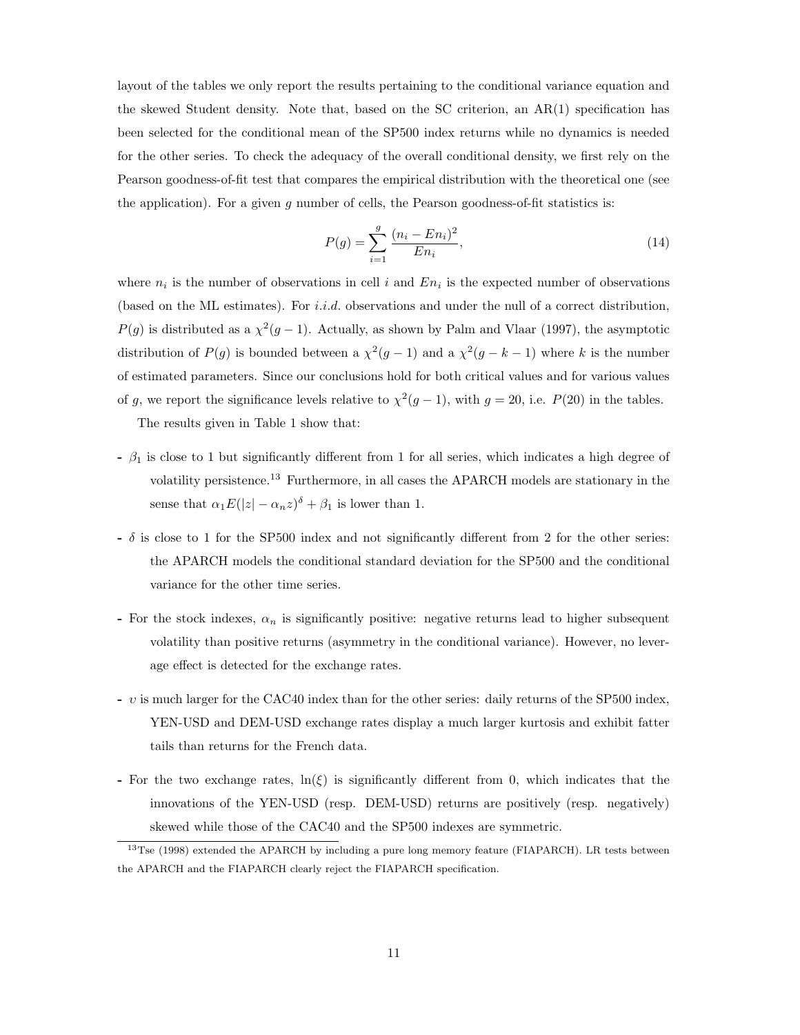layout of the tables we only report the results pertaining to the conditional variance equation and the skewed Student density. Note that, based on the SC criterion, an AR(1) specification has been selected for the conditional mean of the SP500 index returns while no dynamics is needed for the other series. To check the adequacy of the overall conditional density, we first rely on the Pearson goodness-of-fit test that compares the empirical distribution with the theoretical one (see the application). For a given $g$ number of cells, the Pearson goodness-of-fit statistics is:

$$P(g) = \sum_{i=1}^{g} \frac{(n_i - En_i)^2}{En_i}, \tag{14}$$

where $n_i$ is the number of observations in cell $i$ and $En_i$ is the expected number of observations (based on the ML estimates). For *i.i.d.* observations and under the null of a correct distribution, $P(g)$ is distributed as a $\chi^2(g-1)$. Actually, as shown by Palm and Vlaar (1997), the asymptotic distribution of $P(g)$ is bounded between a $\chi^2(g-1)$ and a $\chi^2(g-k-1)$ where $k$ is the number of estimated parameters. Since our conclusions hold for both critical values and for various values of $g$, we report the significance levels relative to $\chi^2(g-1)$, with $g = 20$, i.e. $P(20)$ in the tables.

The results given in Table 1 show that:

- $\beta_1$ is close to 1 but significantly different from 1 for all series, which indicates a high degree of volatility persistence.[13] Furthermore, in all cases the APARCH models are stationary in the sense that $\alpha_1 E(|z| - \alpha_n z)^\delta + \beta_1$ is lower than 1.

- $\delta$ is close to 1 for the SP500 index and not significantly different from 2 for the other series: the APARCH models the conditional standard deviation for the SP500 and the conditional variance for the other time series.

- For the stock indexes, $\alpha_n$ is significantly positive: negative returns lead to higher subsequent volatility than positive returns (asymmetry in the conditional variance). However, no leverage effect is detected for the exchange rates.

- $\upsilon$ is much larger for the CAC40 index than for the other series: daily returns of the SP500 index, YEN-USD and DEM-USD exchange rates display a much larger kurtosis and exhibit fatter tails than returns for the French data.

- For the two exchange rates, $\ln(\xi)$ is significantly different from 0, which indicates that the innovations of the YEN-USD (resp. DEM-USD) returns are positively (resp. negatively) skewed while those of the CAC40 and the SP500 indexes are symmetric.

[13] Tse (1998) extended the APARCH by including a pure long memory feature (FIAPARCH). LR tests between the APARCH and the FIAPARCH clearly reject the FIAPARCH specification.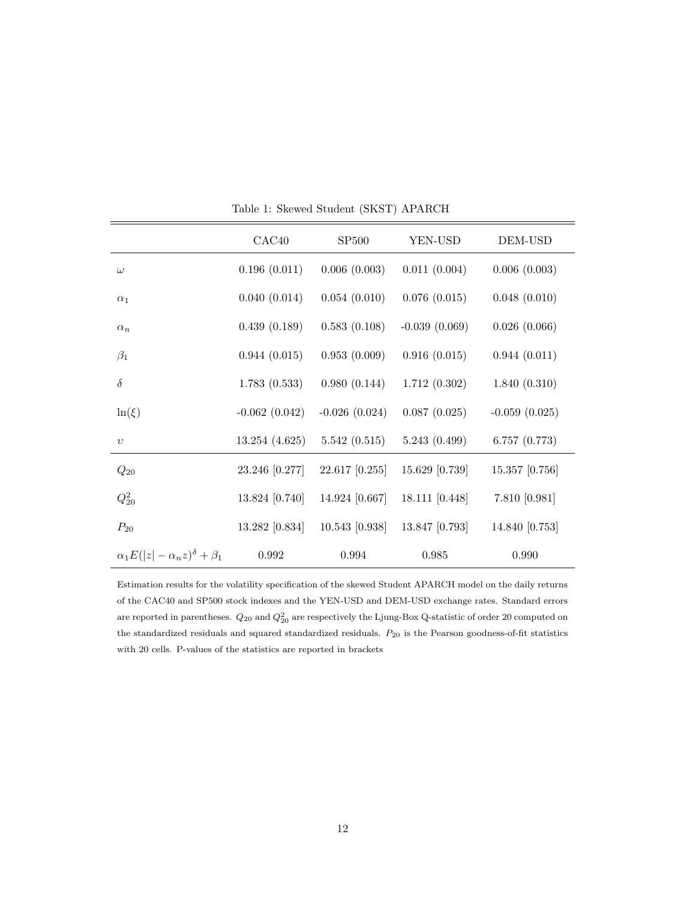Table 1: Skewed Student (SKST) APARCH

| | CAC40 | SP500 | YEN-USD | DEM-USD |
|---|---|---|---|---|
| $\omega$ | 0.196 (0.011) | 0.006 (0.003) | 0.011 (0.004) | 0.006 (0.003) |
| $\alpha_1$ | 0.040 (0.014) | 0.054 (0.010) | 0.076 (0.015) | 0.048 (0.010) |
| $\alpha_n$ | 0.439 (0.189) | 0.583 (0.108) | -0.039 (0.069) | 0.026 (0.066) |
| $\beta_1$ | 0.944 (0.015) | 0.953 (0.009) | 0.916 (0.015) | 0.944 (0.011) |
| $\delta$ | 1.783 (0.533) | 0.980 (0.144) | 1.712 (0.302) | 1.840 (0.310) |
| $\ln(\xi)$ | -0.062 (0.042) | -0.026 (0.024) | 0.087 (0.025) | -0.059 (0.025) |
| $\upsilon$ | 13.254 (4.625) | 5.542 (0.515) | 5.243 (0.499) | 6.757 (0.773) |
| $Q_{20}$ | 23.246 [0.277] | 22.617 [0.255] | 15.629 [0.739] | 15.357 [0.756] |
| $Q^2_{20}$ | 13.824 [0.740] | 14.924 [0.667] | 18.111 [0.448] | 7.810 [0.981] |
| $P_{20}$ | 13.282 [0.834] | 10.543 [0.938] | 13.847 [0.793] | 14.840 [0.753] |
| $\alpha_1 E(\lvert z\rvert - \alpha_n z)^\delta + \beta_1$ | 0.992 | 0.994 | 0.985 | 0.990 |

Estimation results for the volatility specification of the skewed Student APARCH model on the daily returns of the CAC40 and SP500 stock indexes and the YEN-USD and DEM-USD exchange rates. Standard errors are reported in parentheses. $Q_{20}$ and $Q^2_{20}$ are respectively the Ljung-Box Q-statistic of order 20 computed on the standardized residuals and squared standardized residuals. $P_{20}$ is the Pearson goodness-of-fit statistics with 20 cells. P-values of the statistics are reported in brackets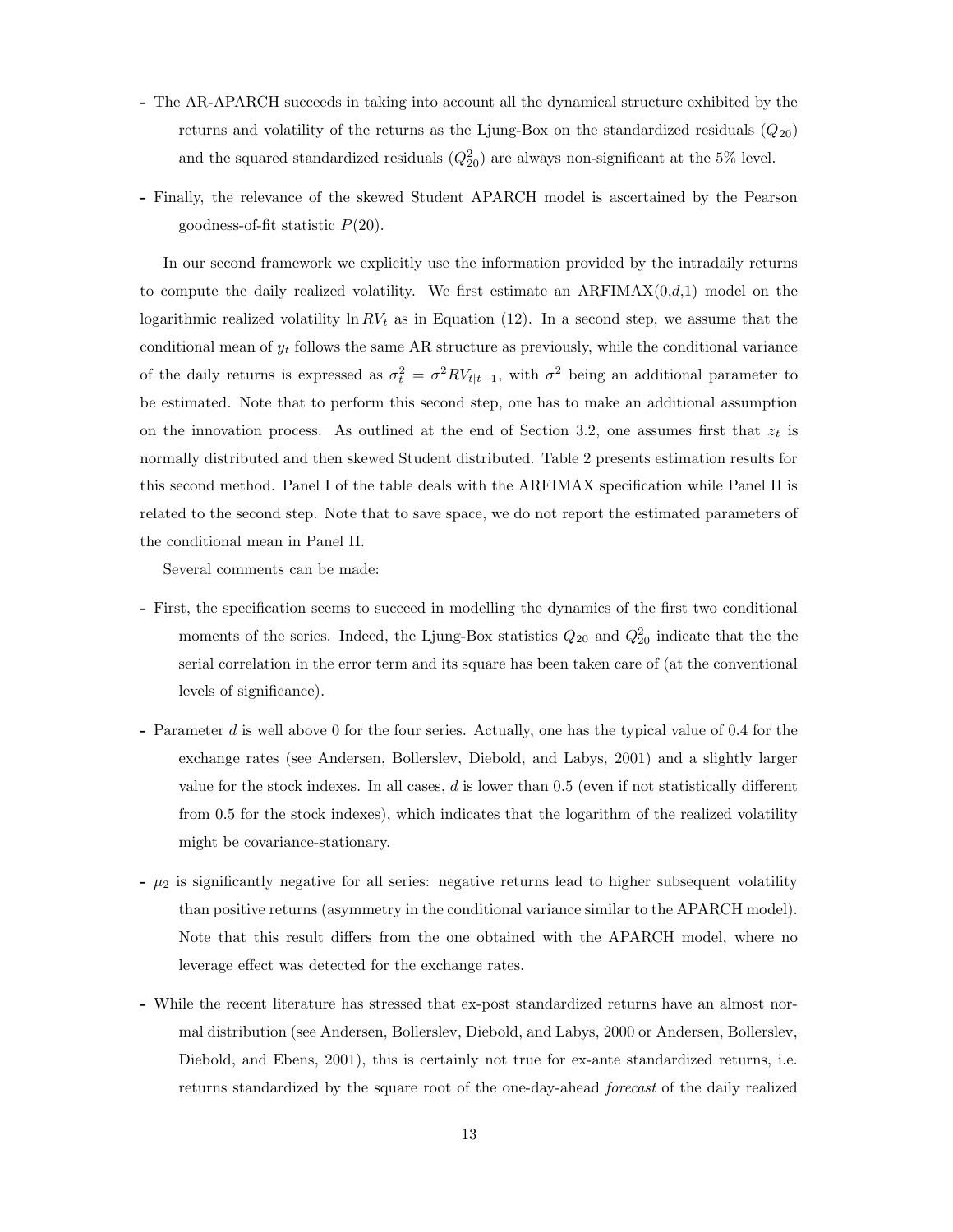- The AR-APARCH succeeds in taking into account all the dynamical structure exhibited by the returns and volatility of the returns as the Ljung-Box on the standardized residuals ($Q_{20}$) and the squared standardized residuals ($Q^2_{20}$) are always non-significant at the 5% level.

- Finally, the relevance of the skewed Student APARCH model is ascertained by the Pearson goodness-of-fit statistic $P(20)$.

In our second framework we explicitly use the information provided by the intradaily returns to compute the daily realized volatility. We first estimate an ARFIMAX(0,$d$,1) model on the logarithmic realized volatility $\ln RV_t$ as in Equation (12). In a second step, we assume that the conditional mean of $y_t$ follows the same AR structure as previously, while the conditional variance of the daily returns is expressed as $\sigma_t^2 = \sigma^2 RV_{t|t-1}$, with $\sigma^2$ being an additional parameter to be estimated. Note that to perform this second step, one has to make an additional assumption on the innovation process. As outlined at the end of Section 3.2, one assumes first that $z_t$ is normally distributed and then skewed Student distributed. Table 2 presents estimation results for this second method. Panel I of the table deals with the ARFIMAX specification while Panel II is related to the second step. Note that to save space, we do not report the estimated parameters of the conditional mean in Panel II.

Several comments can be made:

- First, the specification seems to succeed in modelling the dynamics of the first two conditional moments of the series. Indeed, the Ljung-Box statistics $Q_{20}$ and $Q^2_{20}$ indicate that the the serial correlation in the error term and its square has been taken care of (at the conventional levels of significance).

- Parameter $d$ is well above 0 for the four series. Actually, one has the typical value of 0.4 for the exchange rates (see Andersen, Bollerslev, Diebold, and Labys, 2001) and a slightly larger value for the stock indexes. In all cases, $d$ is lower than 0.5 (even if not statistically different from 0.5 for the stock indexes), which indicates that the logarithm of the realized volatility might be covariance-stationary.

- $\mu_2$ is significantly negative for all series: negative returns lead to higher subsequent volatility than positive returns (asymmetry in the conditional variance similar to the APARCH model). Note that this result differs from the one obtained with the APARCH model, where no leverage effect was detected for the exchange rates.

- While the recent literature has stressed that ex-post standardized returns have an almost normal distribution (see Andersen, Bollerslev, Diebold, and Labys, 2000 or Andersen, Bollerslev, Diebold, and Ebens, 2001), this is certainly not true for ex-ante standardized returns, i.e. returns standardized by the square root of the one-day-ahead *forecast* of the daily realized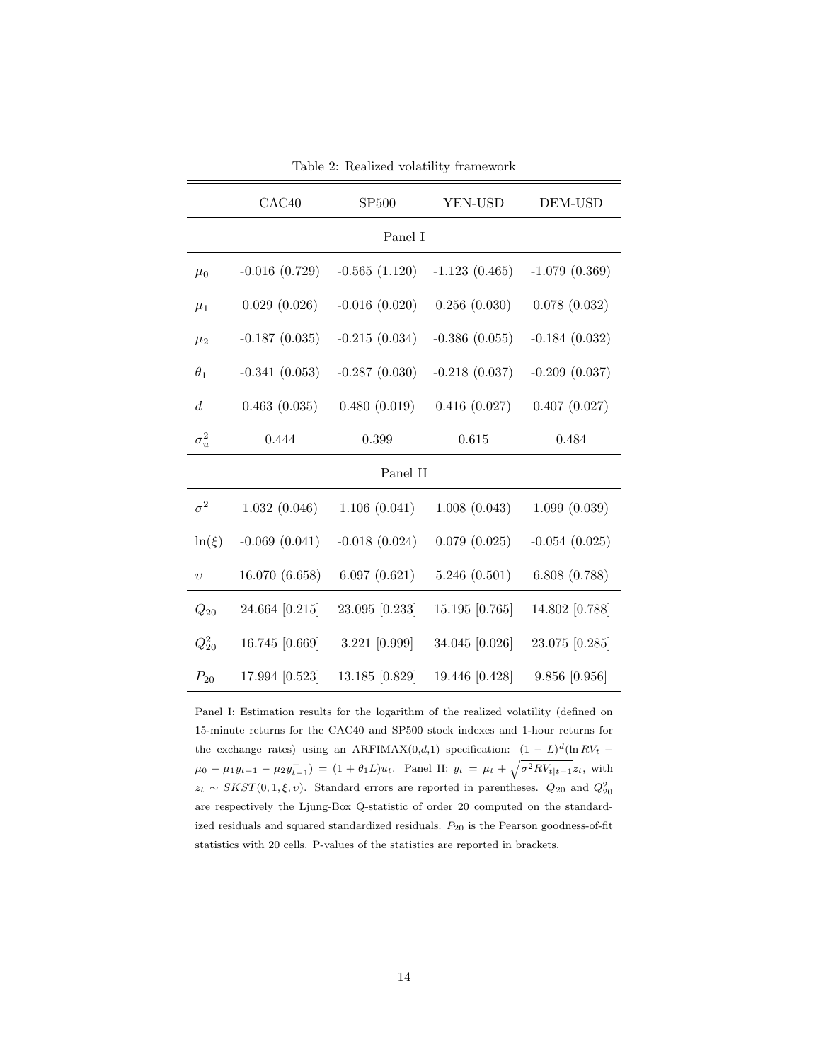Table 2: Realized volatility framework

| | CAC40 | SP500 | YEN-USD | DEM-USD |
|---|---|---|---|---|
| | | Panel I | | |
| $\mu_0$ | -0.016 (0.729) | -0.565 (1.120) | -1.123 (0.465) | -1.079 (0.369) |
| $\mu_1$ | 0.029 (0.026) | -0.016 (0.020) | 0.256 (0.030) | 0.078 (0.032) |
| $\mu_2$ | -0.187 (0.035) | -0.215 (0.034) | -0.386 (0.055) | -0.184 (0.032) |
| $\theta_1$ | -0.341 (0.053) | -0.287 (0.030) | -0.218 (0.037) | -0.209 (0.037) |
| $d$ | 0.463 (0.035) | 0.480 (0.019) | 0.416 (0.027) | 0.407 (0.027) |
| $\sigma_u^2$ | 0.444 | 0.399 | 0.615 | 0.484 |
| | | Panel II | | |
| $\sigma^2$ | 1.032 (0.046) | 1.106 (0.041) | 1.008 (0.043) | 1.099 (0.039) |
| $\ln(\xi)$ | -0.069 (0.041) | -0.018 (0.024) | 0.079 (0.025) | -0.054 (0.025) |
| $\upsilon$ | 16.070 (6.658) | 6.097 (0.621) | 5.246 (0.501) | 6.808 (0.788) |
| $Q_{20}$ | 24.664 [0.215] | 23.095 [0.233] | 15.195 [0.765] | 14.802 [0.788] |
| $Q_{20}^2$ | 16.745 [0.669] | 3.221 [0.999] | 34.045 [0.026] | 23.075 [0.285] |
| $P_{20}$ | 17.994 [0.523] | 13.185 [0.829] | 19.446 [0.428] | 9.856 [0.956] |

Panel I: Estimation results for the logarithm of the realized volatility (defined on 15-minute returns for the CAC40 and SP500 stock indexes and 1-hour returns for the exchange rates) using an ARFIMAX(0,$d$,1) specification: $(1-L)^d(\ln RV_t - \mu_0 - \mu_1 y_{t-1} - \mu_2 y_{t-1}^-) = (1+\theta_1 L)u_t$. Panel II: $y_t = \mu_t + \sqrt{\sigma^2 RV_{t|t-1}} z_t$, with $z_t \sim SKST(0,1,\xi,\upsilon)$. Standard errors are reported in parentheses. $Q_{20}$ and $Q_{20}^2$ are respectively the Ljung-Box Q-statistic of order 20 computed on the standardized residuals and squared standardized residuals. $P_{20}$ is the Pearson goodness-of-fit statistics with 20 cells. P-values of the statistics are reported in brackets.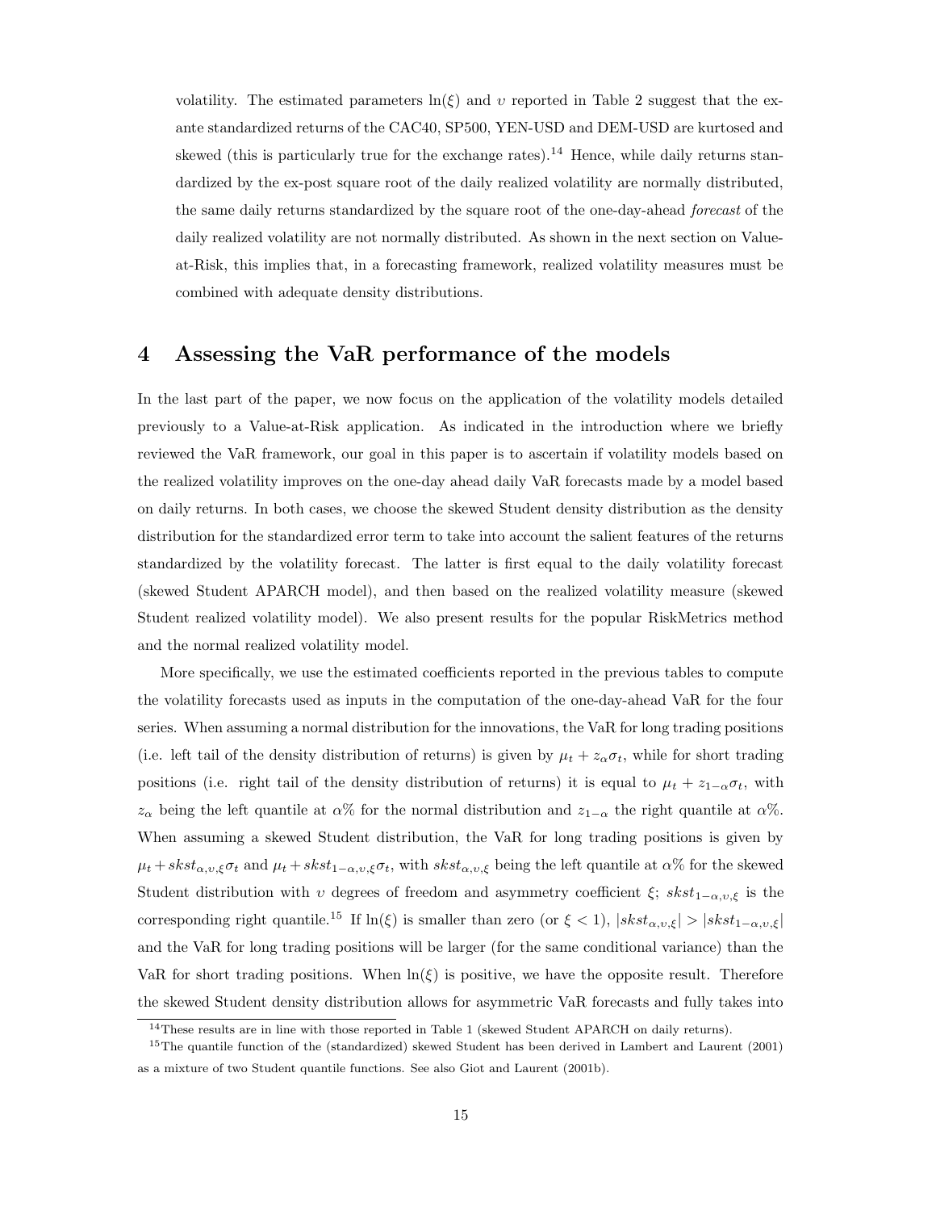volatility. The estimated parameters $\ln(\xi)$ and $\upsilon$ reported in Table 2 suggest that the ex-ante standardized returns of the CAC40, SP500, YEN-USD and DEM-USD are kurtosed and skewed (this is particularly true for the exchange rates).[14] Hence, while daily returns standardized by the ex-post square root of the daily realized volatility are normally distributed, the same daily returns standardized by the square root of the one-day-ahead *forecast* of the daily realized volatility are not normally distributed. As shown in the next section on Value-at-Risk, this implies that, in a forecasting framework, realized volatility measures must be combined with adequate density distributions.

# 4 Assessing the VaR performance of the models

In the last part of the paper, we now focus on the application of the volatility models detailed previously to a Value-at-Risk application. As indicated in the introduction where we briefly reviewed the VaR framework, our goal in this paper is to ascertain if volatility models based on the realized volatility improves on the one-day ahead daily VaR forecasts made by a model based on daily returns. In both cases, we choose the skewed Student density distribution as the density distribution for the standardized error term to take into account the salient features of the returns standardized by the volatility forecast. The latter is first equal to the daily volatility forecast (skewed Student APARCH model), and then based on the realized volatility measure (skewed Student realized volatility model). We also present results for the popular RiskMetrics method and the normal realized volatility model.

More specifically, we use the estimated coefficients reported in the previous tables to compute the volatility forecasts used as inputs in the computation of the one-day-ahead VaR for the four series. When assuming a normal distribution for the innovations, the VaR for long trading positions (i.e. left tail of the density distribution of returns) is given by $\mu_t + z_\alpha \sigma_t$, while for short trading positions (i.e. right tail of the density distribution of returns) it is equal to $\mu_t + z_{1-\alpha}\sigma_t$, with $z_\alpha$ being the left quantile at $\alpha$% for the normal distribution and $z_{1-\alpha}$ the right quantile at $\alpha$%. When assuming a skewed Student distribution, the VaR for long trading positions is given by $\mu_t + skst_{\alpha,\upsilon,\xi}\sigma_t$ and $\mu_t + skst_{1-\alpha,\upsilon,\xi}\sigma_t$, with $skst_{\alpha,\upsilon,\xi}$ being the left quantile at $\alpha$% for the skewed Student distribution with $\upsilon$ degrees of freedom and asymmetry coefficient $\xi$; $skst_{1-\alpha,\upsilon,\xi}$ is the corresponding right quantile.[15] If $\ln(\xi)$ is smaller than zero (or $\xi < 1$), $|skst_{\alpha,\upsilon,\xi}| > |skst_{1-\alpha,\upsilon,\xi}|$ and the VaR for long trading positions will be larger (for the same conditional variance) than the VaR for short trading positions. When $\ln(\xi)$ is positive, we have the opposite result. Therefore the skewed Student density distribution allows for asymmetric VaR forecasts and fully takes into

[14] These results are in line with those reported in Table 1 (skewed Student APARCH on daily returns).

[15] The quantile function of the (standardized) skewed Student has been derived in Lambert and Laurent (2001) as a mixture of two Student quantile functions. See also Giot and Laurent (2001b).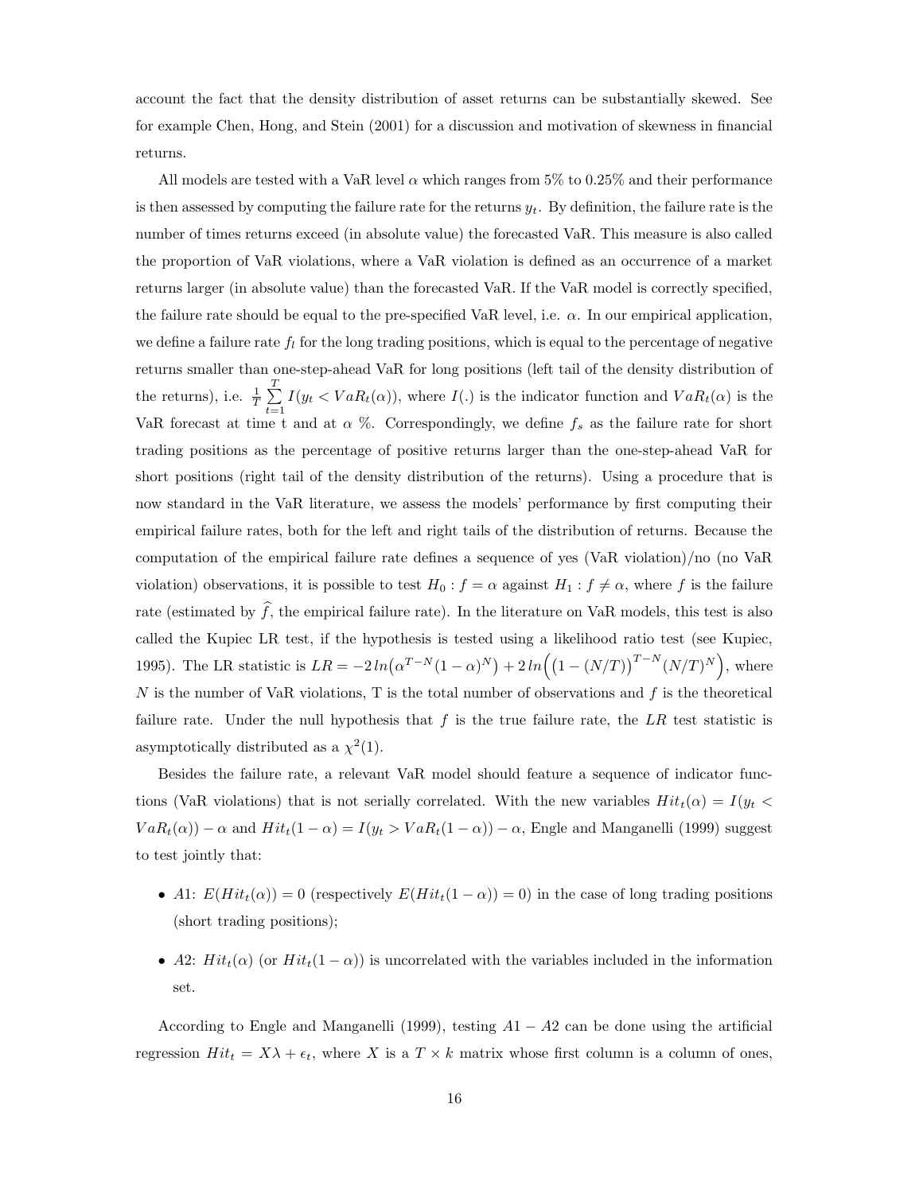account the fact that the density distribution of asset returns can be substantially skewed. See for example Chen, Hong, and Stein (2001) for a discussion and motivation of skewness in financial returns.

All models are tested with a VaR level $\alpha$ which ranges from 5% to 0.25% and their performance is then assessed by computing the failure rate for the returns $y_t$. By definition, the failure rate is the number of times returns exceed (in absolute value) the forecasted VaR. This measure is also called the proportion of VaR violations, where a VaR violation is defined as an occurrence of a market returns larger (in absolute value) than the forecasted VaR. If the VaR model is correctly specified, the failure rate should be equal to the pre-specified VaR level, i.e. $\alpha$. In our empirical application, we define a failure rate $f_l$ for the long trading positions, which is equal to the percentage of negative returns smaller than one-step-ahead VaR for long positions (left tail of the density distribution of the returns), i.e. $\frac{1}{T}\sum_{t=1}^{T} I(y_t < VaR_t(\alpha))$, where $I(.)$ is the indicator function and $VaR_t(\alpha)$ is the VaR forecast at time t and at $\alpha$ %. Correspondingly, we define $f_s$ as the failure rate for short trading positions as the percentage of positive returns larger than the one-step-ahead VaR for short positions (right tail of the density distribution of the returns). Using a procedure that is now standard in the VaR literature, we assess the models' performance by first computing their empirical failure rates, both for the left and right tails of the distribution of returns. Because the computation of the empirical failure rate defines a sequence of yes (VaR violation)/no (no VaR violation) observations, it is possible to test $H_0 : f = \alpha$ against $H_1 : f \neq \alpha$, where $f$ is the failure rate (estimated by $\widehat{f}$, the empirical failure rate). In the literature on VaR models, this test is also called the Kupiec LR test, if the hypothesis is tested using a likelihood ratio test (see Kupiec, 1995). The LR statistic is $LR = -2\,ln\big(\alpha^{T-N}(1-\alpha)^N\big) + 2\,ln\Big(\big(1-(N/T)\big)^{T-N}(N/T)^N\Big)$, where $N$ is the number of VaR violations, T is the total number of observations and $f$ is the theoretical failure rate. Under the null hypothesis that $f$ is the true failure rate, the $LR$ test statistic is asymptotically distributed as a $\chi^2(1)$.

Besides the failure rate, a relevant VaR model should feature a sequence of indicator functions (VaR violations) that is not serially correlated. With the new variables $Hit_t(\alpha) = I(y_t < VaR_t(\alpha)) - \alpha$ and $Hit_t(1-\alpha) = I(y_t > VaR_t(1-\alpha)) - \alpha$, Engle and Manganelli (1999) suggest to test jointly that:

- $A1$: $E(Hit_t(\alpha)) = 0$ (respectively $E(Hit_t(1-\alpha)) = 0$) in the case of long trading positions (short trading positions);
- $A2$: $Hit_t(\alpha)$ (or $Hit_t(1-\alpha)$) is uncorrelated with the variables included in the information set.

According to Engle and Manganelli (1999), testing $A1 - A2$ can be done using the artificial regression $Hit_t = X\lambda + \epsilon_t$, where $X$ is a $T \times k$ matrix whose first column is a column of ones,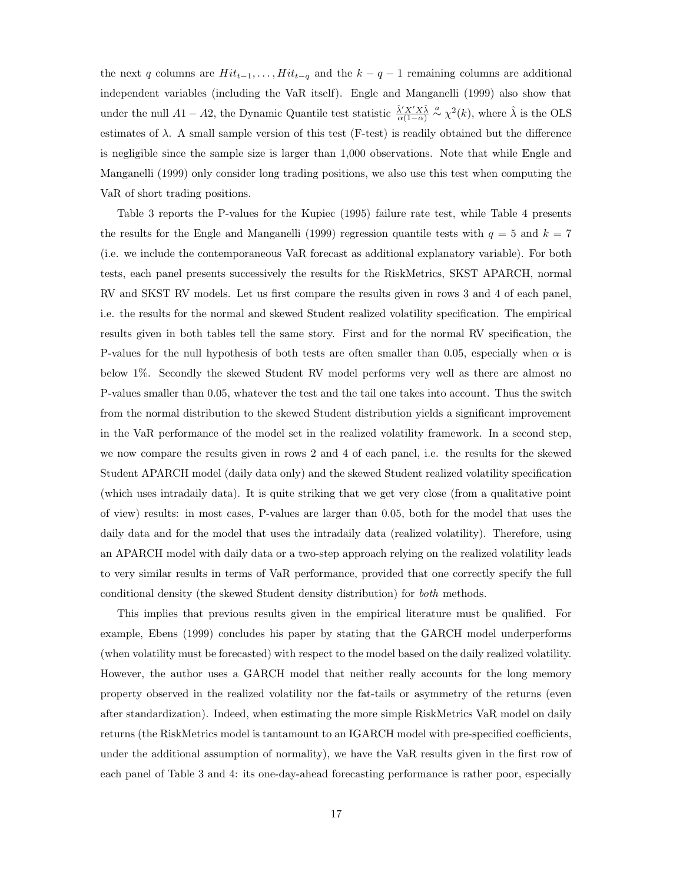the next $q$ columns are $Hit_{t-1}, \ldots, Hit_{t-q}$ and the $k-q-1$ remaining columns are additional independent variables (including the VaR itself). Engle and Manganelli (1999) also show that under the null $A1-A2$, the Dynamic Quantile test statistic $\frac{\hat{\lambda}' X' X \hat{\lambda}}{\alpha(1-\alpha)} \overset{a}{\sim} \chi^2(k)$, where $\hat{\lambda}$ is the OLS estimates of $\lambda$. A small sample version of this test (F-test) is readily obtained but the difference is negligible since the sample size is larger than 1,000 observations. Note that while Engle and Manganelli (1999) only consider long trading positions, we also use this test when computing the VaR of short trading positions.

Table 3 reports the P-values for the Kupiec (1995) failure rate test, while Table 4 presents the results for the Engle and Manganelli (1999) regression quantile tests with $q = 5$ and $k = 7$ (i.e. we include the contemporaneous VaR forecast as additional explanatory variable). For both tests, each panel presents successively the results for the RiskMetrics, SKST APARCH, normal RV and SKST RV models. Let us first compare the results given in rows 3 and 4 of each panel, i.e. the results for the normal and skewed Student realized volatility specification. The empirical results given in both tables tell the same story. First and for the normal RV specification, the P-values for the null hypothesis of both tests are often smaller than 0.05, especially when $\alpha$ is below 1%. Secondly the skewed Student RV model performs very well as there are almost no P-values smaller than 0.05, whatever the test and the tail one takes into account. Thus the switch from the normal distribution to the skewed Student distribution yields a significant improvement in the VaR performance of the model set in the realized volatility framework. In a second step, we now compare the results given in rows 2 and 4 of each panel, i.e. the results for the skewed Student APARCH model (daily data only) and the skewed Student realized volatility specification (which uses intradaily data). It is quite striking that we get very close (from a qualitative point of view) results: in most cases, P-values are larger than 0.05, both for the model that uses the daily data and for the model that uses the intradaily data (realized volatility). Therefore, using an APARCH model with daily data or a two-step approach relying on the realized volatility leads to very similar results in terms of VaR performance, provided that one correctly specify the full conditional density (the skewed Student density distribution) for *both* methods.

This implies that previous results given in the empirical literature must be qualified. For example, Ebens (1999) concludes his paper by stating that the GARCH model underperforms (when volatility must be forecasted) with respect to the model based on the daily realized volatility. However, the author uses a GARCH model that neither really accounts for the long memory property observed in the realized volatility nor the fat-tails or asymmetry of the returns (even after standardization). Indeed, when estimating the more simple RiskMetrics VaR model on daily returns (the RiskMetrics model is tantamount to an IGARCH model with pre-specified coefficients, under the additional assumption of normality), we have the VaR results given in the first row of each panel of Table 3 and 4: its one-day-ahead forecasting performance is rather poor, especially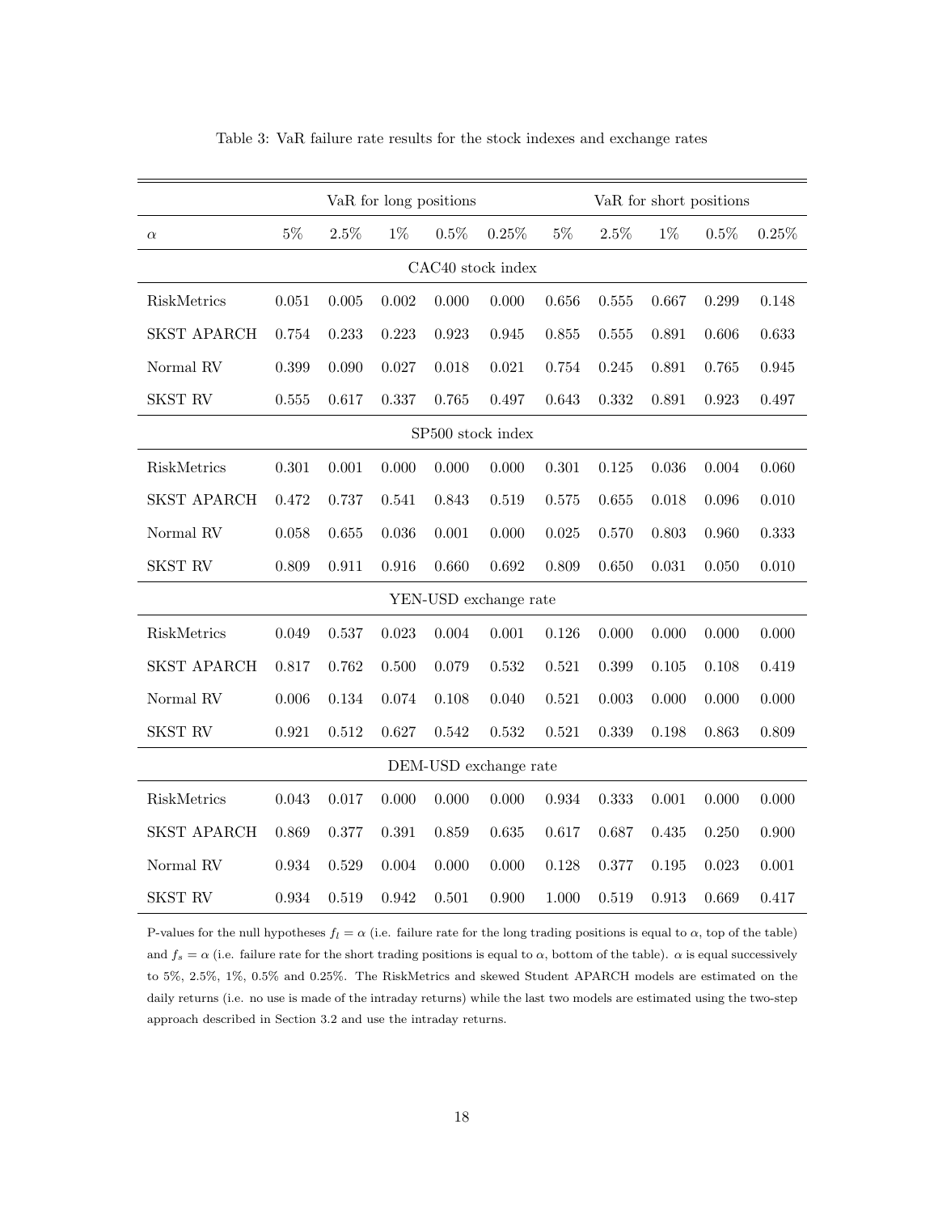Table 3: VaR failure rate results for the stock indexes and exchange rates

| | VaR for long positions | | | | | VaR for short positions | | | | |
|---|---|---|---|---|---|---|---|---|---|---|
| $\alpha$ | 5% | 2.5% | 1% | 0.5% | 0.25% | 5% | 2.5% | 1% | 0.5% | 0.25% |
| CAC40 stock index | | | | | | | | | | |
| RiskMetrics | 0.051 | 0.005 | 0.002 | 0.000 | 0.000 | 0.656 | 0.555 | 0.667 | 0.299 | 0.148 |
| SKST APARCH | 0.754 | 0.233 | 0.223 | 0.923 | 0.945 | 0.855 | 0.555 | 0.891 | 0.606 | 0.633 |
| Normal RV | 0.399 | 0.090 | 0.027 | 0.018 | 0.021 | 0.754 | 0.245 | 0.891 | 0.765 | 0.945 |
| SKST RV | 0.555 | 0.617 | 0.337 | 0.765 | 0.497 | 0.643 | 0.332 | 0.891 | 0.923 | 0.497 |
| SP500 stock index | | | | | | | | | | |
| RiskMetrics | 0.301 | 0.001 | 0.000 | 0.000 | 0.000 | 0.301 | 0.125 | 0.036 | 0.004 | 0.060 |
| SKST APARCH | 0.472 | 0.737 | 0.541 | 0.843 | 0.519 | 0.575 | 0.655 | 0.018 | 0.096 | 0.010 |
| Normal RV | 0.058 | 0.655 | 0.036 | 0.001 | 0.000 | 0.025 | 0.570 | 0.803 | 0.960 | 0.333 |
| SKST RV | 0.809 | 0.911 | 0.916 | 0.660 | 0.692 | 0.809 | 0.650 | 0.031 | 0.050 | 0.010 |
| YEN-USD exchange rate | | | | | | | | | | |
| RiskMetrics | 0.049 | 0.537 | 0.023 | 0.004 | 0.001 | 0.126 | 0.000 | 0.000 | 0.000 | 0.000 |
| SKST APARCH | 0.817 | 0.762 | 0.500 | 0.079 | 0.532 | 0.521 | 0.399 | 0.105 | 0.108 | 0.419 |
| Normal RV | 0.006 | 0.134 | 0.074 | 0.108 | 0.040 | 0.521 | 0.003 | 0.000 | 0.000 | 0.000 |
| SKST RV | 0.921 | 0.512 | 0.627 | 0.542 | 0.532 | 0.521 | 0.339 | 0.198 | 0.863 | 0.809 |
| DEM-USD exchange rate | | | | | | | | | | |
| RiskMetrics | 0.043 | 0.017 | 0.000 | 0.000 | 0.000 | 0.934 | 0.333 | 0.001 | 0.000 | 0.000 |
| SKST APARCH | 0.869 | 0.377 | 0.391 | 0.859 | 0.635 | 0.617 | 0.687 | 0.435 | 0.250 | 0.900 |
| Normal RV | 0.934 | 0.529 | 0.004 | 0.000 | 0.000 | 0.128 | 0.377 | 0.195 | 0.023 | 0.001 |
| SKST RV | 0.934 | 0.519 | 0.942 | 0.501 | 0.900 | 1.000 | 0.519 | 0.913 | 0.669 | 0.417 |

P-values for the null hypotheses $f_l = \alpha$ (i.e. failure rate for the long trading positions is equal to $\alpha$, top of the table) and $f_s = \alpha$ (i.e. failure rate for the short trading positions is equal to $\alpha$, bottom of the table). $\alpha$ is equal successively to 5%, 2.5%, 1%, 0.5% and 0.25%. The RiskMetrics and skewed Student APARCH models are estimated on the daily returns (i.e. no use is made of the intraday returns) while the last two models are estimated using the two-step approach described in Section 3.2 and use the intraday returns.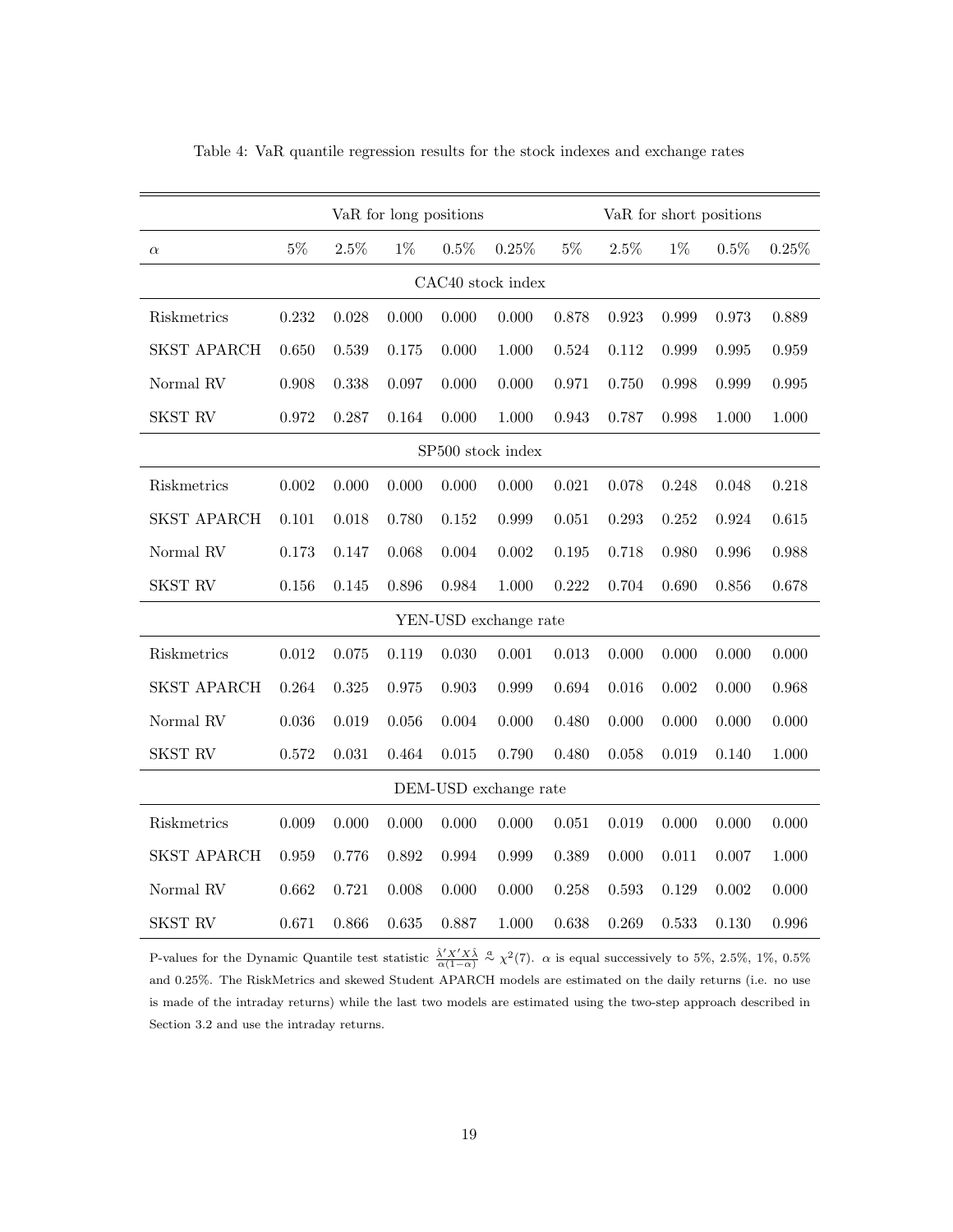Table 4: VaR quantile regression results for the stock indexes and exchange rates

| | VaR for long positions | | | | | VaR for short positions | | | | |
|---|---|---|---|---|---|---|---|---|---|---|
| $\alpha$ | 5% | 2.5% | 1% | 0.5% | 0.25% | 5% | 2.5% | 1% | 0.5% | 0.25% |
| **CAC40 stock index** | | | | | | | | | | |
| Riskmetrics | 0.232 | 0.028 | 0.000 | 0.000 | 0.000 | 0.878 | 0.923 | 0.999 | 0.973 | 0.889 |
| SKST APARCH | 0.650 | 0.539 | 0.175 | 0.000 | 1.000 | 0.524 | 0.112 | 0.999 | 0.995 | 0.959 |
| Normal RV | 0.908 | 0.338 | 0.097 | 0.000 | 0.000 | 0.971 | 0.750 | 0.998 | 0.999 | 0.995 |
| SKST RV | 0.972 | 0.287 | 0.164 | 0.000 | 1.000 | 0.943 | 0.787 | 0.998 | 1.000 | 1.000 |
| **SP500 stock index** | | | | | | | | | | |
| Riskmetrics | 0.002 | 0.000 | 0.000 | 0.000 | 0.000 | 0.021 | 0.078 | 0.248 | 0.048 | 0.218 |
| SKST APARCH | 0.101 | 0.018 | 0.780 | 0.152 | 0.999 | 0.051 | 0.293 | 0.252 | 0.924 | 0.615 |
| Normal RV | 0.173 | 0.147 | 0.068 | 0.004 | 0.002 | 0.195 | 0.718 | 0.980 | 0.996 | 0.988 |
| SKST RV | 0.156 | 0.145 | 0.896 | 0.984 | 1.000 | 0.222 | 0.704 | 0.690 | 0.856 | 0.678 |
| **YEN-USD exchange rate** | | | | | | | | | | |
| Riskmetrics | 0.012 | 0.075 | 0.119 | 0.030 | 0.001 | 0.013 | 0.000 | 0.000 | 0.000 | 0.000 |
| SKST APARCH | 0.264 | 0.325 | 0.975 | 0.903 | 0.999 | 0.694 | 0.016 | 0.002 | 0.000 | 0.968 |
| Normal RV | 0.036 | 0.019 | 0.056 | 0.004 | 0.000 | 0.480 | 0.000 | 0.000 | 0.000 | 0.000 |
| SKST RV | 0.572 | 0.031 | 0.464 | 0.015 | 0.790 | 0.480 | 0.058 | 0.019 | 0.140 | 1.000 |
| **DEM-USD exchange rate** | | | | | | | | | | |
| Riskmetrics | 0.009 | 0.000 | 0.000 | 0.000 | 0.000 | 0.051 | 0.019 | 0.000 | 0.000 | 0.000 |
| SKST APARCH | 0.959 | 0.776 | 0.892 | 0.994 | 0.999 | 0.389 | 0.000 | 0.011 | 0.007 | 1.000 |
| Normal RV | 0.662 | 0.721 | 0.008 | 0.000 | 0.000 | 0.258 | 0.593 | 0.129 | 0.002 | 0.000 |
| SKST RV | 0.671 | 0.866 | 0.635 | 0.887 | 1.000 | 0.638 | 0.269 | 0.533 | 0.130 | 0.996 |

P-values for the Dynamic Quantile test statistic $\frac{\hat{\lambda}' X' X \hat{\lambda}}{\alpha(1-\alpha)} \overset{a}{\sim} \chi^2(7)$. $\alpha$ is equal successively to 5%, 2.5%, 1%, 0.5% and 0.25%. The RiskMetrics and skewed Student APARCH models are estimated on the daily returns (i.e. no use is made of the intraday returns) while the last two models are estimated using the two-step approach described in Section 3.2 and use the intraday returns.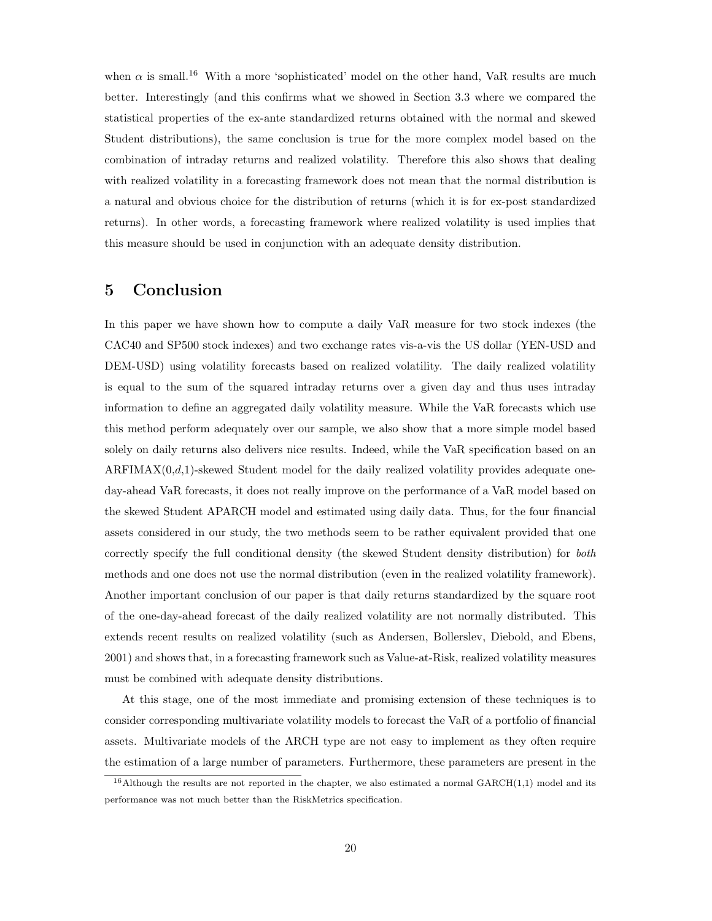when $\alpha$ is small.[16] With a more 'sophisticated' model on the other hand, VaR results are much better. Interestingly (and this confirms what we showed in Section 3.3 where we compared the statistical properties of the ex-ante standardized returns obtained with the normal and skewed Student distributions), the same conclusion is true for the more complex model based on the combination of intraday returns and realized volatility. Therefore this also shows that dealing with realized volatility in a forecasting framework does not mean that the normal distribution is a natural and obvious choice for the distribution of returns (which it is for ex-post standardized returns). In other words, a forecasting framework where realized volatility is used implies that this measure should be used in conjunction with an adequate density distribution.

# 5 Conclusion

In this paper we have shown how to compute a daily VaR measure for two stock indexes (the CAC40 and SP500 stock indexes) and two exchange rates vis-a-vis the US dollar (YEN-USD and DEM-USD) using volatility forecasts based on realized volatility. The daily realized volatility is equal to the sum of the squared intraday returns over a given day and thus uses intraday information to define an aggregated daily volatility measure. While the VaR forecasts which use this method perform adequately over our sample, we also show that a more simple model based solely on daily returns also delivers nice results. Indeed, while the VaR specification based on an ARFIMAX(0,$d$,1)-skewed Student model for the daily realized volatility provides adequate one-day-ahead VaR forecasts, it does not really improve on the performance of a VaR model based on the skewed Student APARCH model and estimated using daily data. Thus, for the four financial assets considered in our study, the two methods seem to be rather equivalent provided that one correctly specify the full conditional density (the skewed Student density distribution) for *both* methods and one does not use the normal distribution (even in the realized volatility framework). Another important conclusion of our paper is that daily returns standardized by the square root of the one-day-ahead forecast of the daily realized volatility are not normally distributed. This extends recent results on realized volatility (such as Andersen, Bollerslev, Diebold, and Ebens, 2001) and shows that, in a forecasting framework such as Value-at-Risk, realized volatility measures must be combined with adequate density distributions.

At this stage, one of the most immediate and promising extension of these techniques is to consider corresponding multivariate volatility models to forecast the VaR of a portfolio of financial assets. Multivariate models of the ARCH type are not easy to implement as they often require the estimation of a large number of parameters. Furthermore, these parameters are present in the

[16] Although the results are not reported in the chapter, we also estimated a normal GARCH(1,1) model and its performance was not much better than the RiskMetrics specification.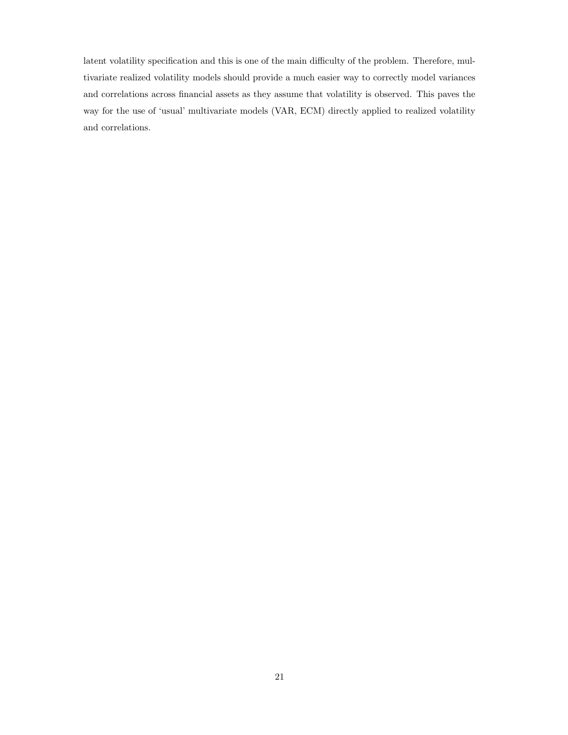latent volatility specification and this is one of the main difficulty of the problem. Therefore, multivariate realized volatility models should provide a much easier way to correctly model variances and correlations across financial assets as they assume that volatility is observed. This paves the way for the use of 'usual' multivariate models (VAR, ECM) directly applied to realized volatility and correlations.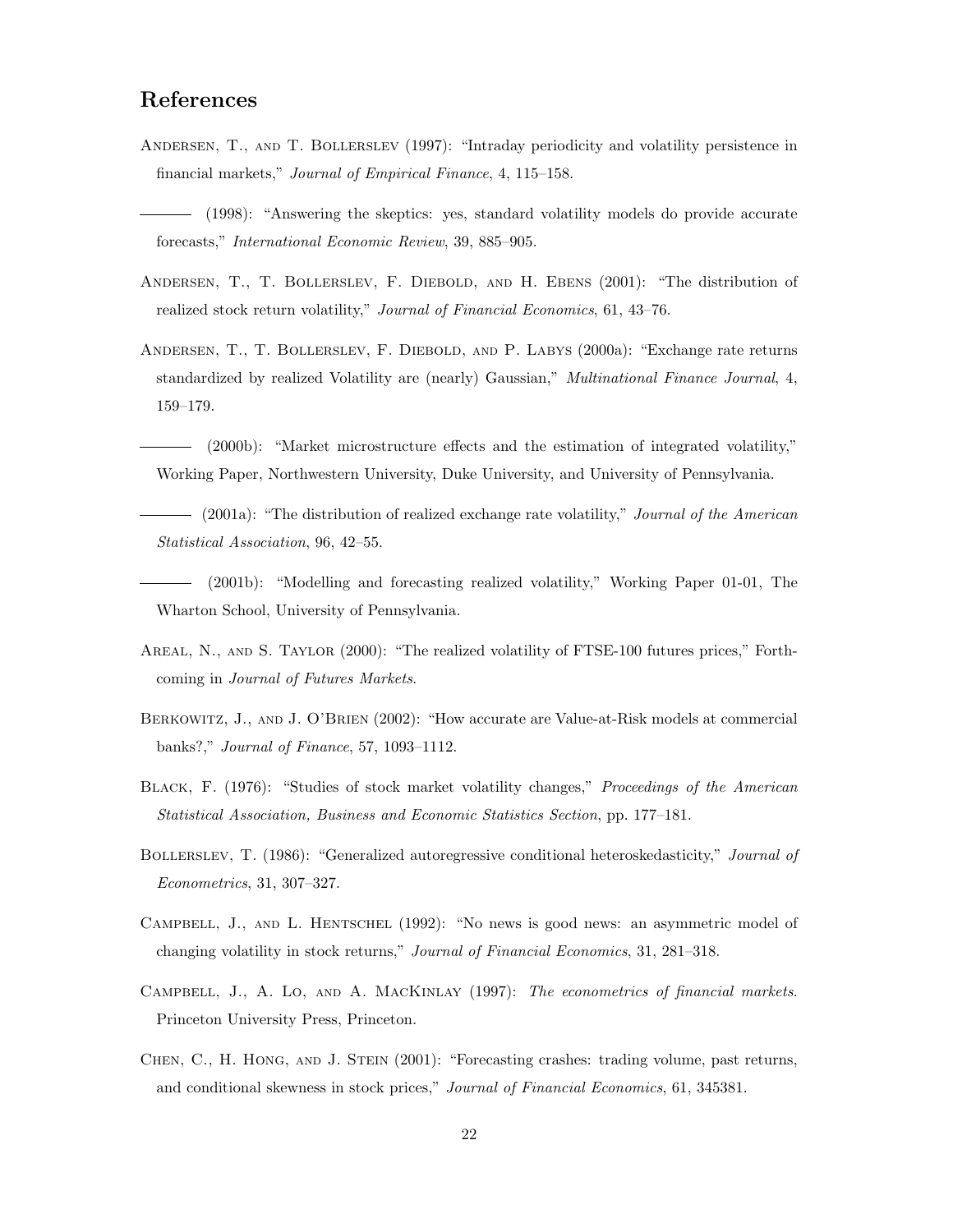## References

Andersen, T., and T. Bollerslev (1997): "Intraday periodicity and volatility persistence in financial markets," *Journal of Empirical Finance*, 4, 115–158.

——— (1998): "Answering the skeptics: yes, standard volatility models do provide accurate forecasts," *International Economic Review*, 39, 885–905.

Andersen, T., T. Bollerslev, F. Diebold, and H. Ebens (2001): "The distribution of realized stock return volatility," *Journal of Financial Economics*, 61, 43–76.

Andersen, T., T. Bollerslev, F. Diebold, and P. Labys (2000a): "Exchange rate returns standardized by realized Volatility are (nearly) Gaussian," *Multinational Finance Journal*, 4, 159–179.

——— (2000b): "Market microstructure effects and the estimation of integrated volatility," Working Paper, Northwestern University, Duke University, and University of Pennsylvania.

——— (2001a): "The distribution of realized exchange rate volatility," *Journal of the American Statistical Association*, 96, 42–55.

——— (2001b): "Modelling and forecasting realized volatility," Working Paper 01-01, The Wharton School, University of Pennsylvania.

Areal, N., and S. Taylor (2000): "The realized volatility of FTSE-100 futures prices," Forthcoming in *Journal of Futures Markets*.

Berkowitz, J., and J. O'Brien (2002): "How accurate are Value-at-Risk models at commercial banks?," *Journal of Finance*, 57, 1093–1112.

Black, F. (1976): "Studies of stock market volatility changes," *Proceedings of the American Statistical Association, Business and Economic Statistics Section*, pp. 177–181.

Bollerslev, T. (1986): "Generalized autoregressive conditional heteroskedasticity," *Journal of Econometrics*, 31, 307–327.

Campbell, J., and L. Hentschel (1992): "No news is good news: an asymmetric model of changing volatility in stock returns," *Journal of Financial Economics*, 31, 281–318.

Campbell, J., A. Lo, and A. MacKinlay (1997): *The econometrics of financial markets*. Princeton University Press, Princeton.

Chen, C., H. Hong, and J. Stein (2001): "Forecasting crashes: trading volume, past returns, and conditional skewness in stock prices," *Journal of Financial Economics*, 61, 345381.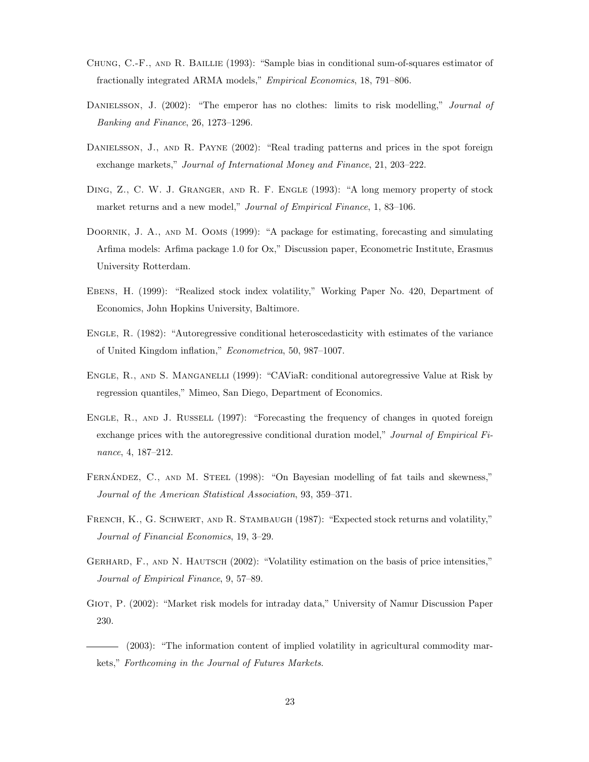Chung, C.-F., and R. Baillie (1993): "Sample bias in conditional sum-of-squares estimator of fractionally integrated ARMA models," *Empirical Economics*, 18, 791–806.

Danielsson, J. (2002): "The emperor has no clothes: limits to risk modelling," *Journal of Banking and Finance*, 26, 1273–1296.

Danielsson, J., and R. Payne (2002): "Real trading patterns and prices in the spot foreign exchange markets," *Journal of International Money and Finance*, 21, 203–222.

Ding, Z., C. W. J. Granger, and R. F. Engle (1993): "A long memory property of stock market returns and a new model," *Journal of Empirical Finance*, 1, 83–106.

Doornik, J. A., and M. Ooms (1999): "A package for estimating, forecasting and simulating Arfima models: Arfima package 1.0 for Ox," Discussion paper, Econometric Institute, Erasmus University Rotterdam.

Ebens, H. (1999): "Realized stock index volatility," Working Paper No. 420, Department of Economics, John Hopkins University, Baltimore.

Engle, R. (1982): "Autoregressive conditional heteroscedasticity with estimates of the variance of United Kingdom inflation," *Econometrica*, 50, 987–1007.

Engle, R., and S. Manganelli (1999): "CAViaR: conditional autoregressive Value at Risk by regression quantiles," Mimeo, San Diego, Department of Economics.

Engle, R., and J. Russell (1997): "Forecasting the frequency of changes in quoted foreign exchange prices with the autoregressive conditional duration model," *Journal of Empirical Finance*, 4, 187–212.

Fernández, C., and M. Steel (1998): "On Bayesian modelling of fat tails and skewness," *Journal of the American Statistical Association*, 93, 359–371.

French, K., G. Schwert, and R. Stambaugh (1987): "Expected stock returns and volatility," *Journal of Financial Economics*, 19, 3–29.

Gerhard, F., and N. Hautsch (2002): "Volatility estimation on the basis of price intensities," *Journal of Empirical Finance*, 9, 57–89.

Giot, P. (2002): "Market risk models for intraday data," University of Namur Discussion Paper 230.

——— (2003): "The information content of implied volatility in agricultural commodity markets," *Forthcoming in the Journal of Futures Markets*.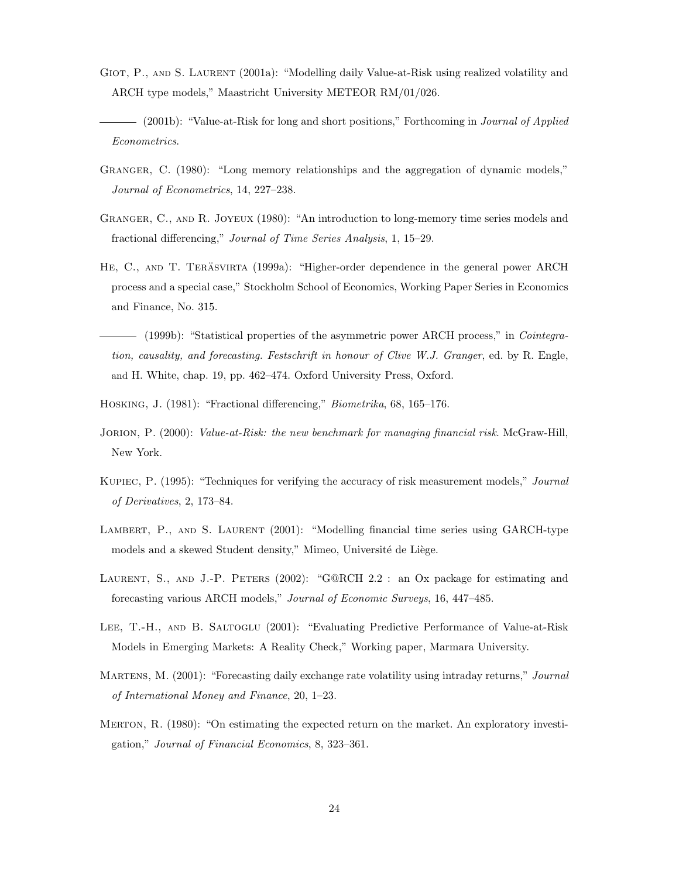Giot, P., and S. Laurent (2001a): "Modelling daily Value-at-Risk using realized volatility and ARCH type models," Maastricht University METEOR RM/01/026.

——— (2001b): "Value-at-Risk for long and short positions," Forthcoming in *Journal of Applied Econometrics*.

Granger, C. (1980): "Long memory relationships and the aggregation of dynamic models," *Journal of Econometrics*, 14, 227–238.

Granger, C., and R. Joyeux (1980): "An introduction to long-memory time series models and fractional differencing," *Journal of Time Series Analysis*, 1, 15–29.

He, C., and T. Teräsvirta (1999a): "Higher-order dependence in the general power ARCH process and a special case," Stockholm School of Economics, Working Paper Series in Economics and Finance, No. 315.

——— (1999b): "Statistical properties of the asymmetric power ARCH process," in *Cointegration, causality, and forecasting. Festschrift in honour of Clive W.J. Granger*, ed. by R. Engle, and H. White, chap. 19, pp. 462–474. Oxford University Press, Oxford.

Hosking, J. (1981): "Fractional differencing," *Biometrika*, 68, 165–176.

Jorion, P. (2000): *Value-at-Risk: the new benchmark for managing financial risk*. McGraw-Hill, New York.

Kupiec, P. (1995): "Techniques for verifying the accuracy of risk measurement models," *Journal of Derivatives*, 2, 173–84.

Lambert, P., and S. Laurent (2001): "Modelling financial time series using GARCH-type models and a skewed Student density," Mimeo, Université de Liège.

Laurent, S., and J.-P. Peters (2002): "G@RCH 2.2 : an Ox package for estimating and forecasting various ARCH models," *Journal of Economic Surveys*, 16, 447–485.

Lee, T.-H., and B. Saltoglu (2001): "Evaluating Predictive Performance of Value-at-Risk Models in Emerging Markets: A Reality Check," Working paper, Marmara University.

Martens, M. (2001): "Forecasting daily exchange rate volatility using intraday returns," *Journal of International Money and Finance*, 20, 1–23.

Merton, R. (1980): "On estimating the expected return on the market. An exploratory investigation," *Journal of Financial Economics*, 8, 323–361.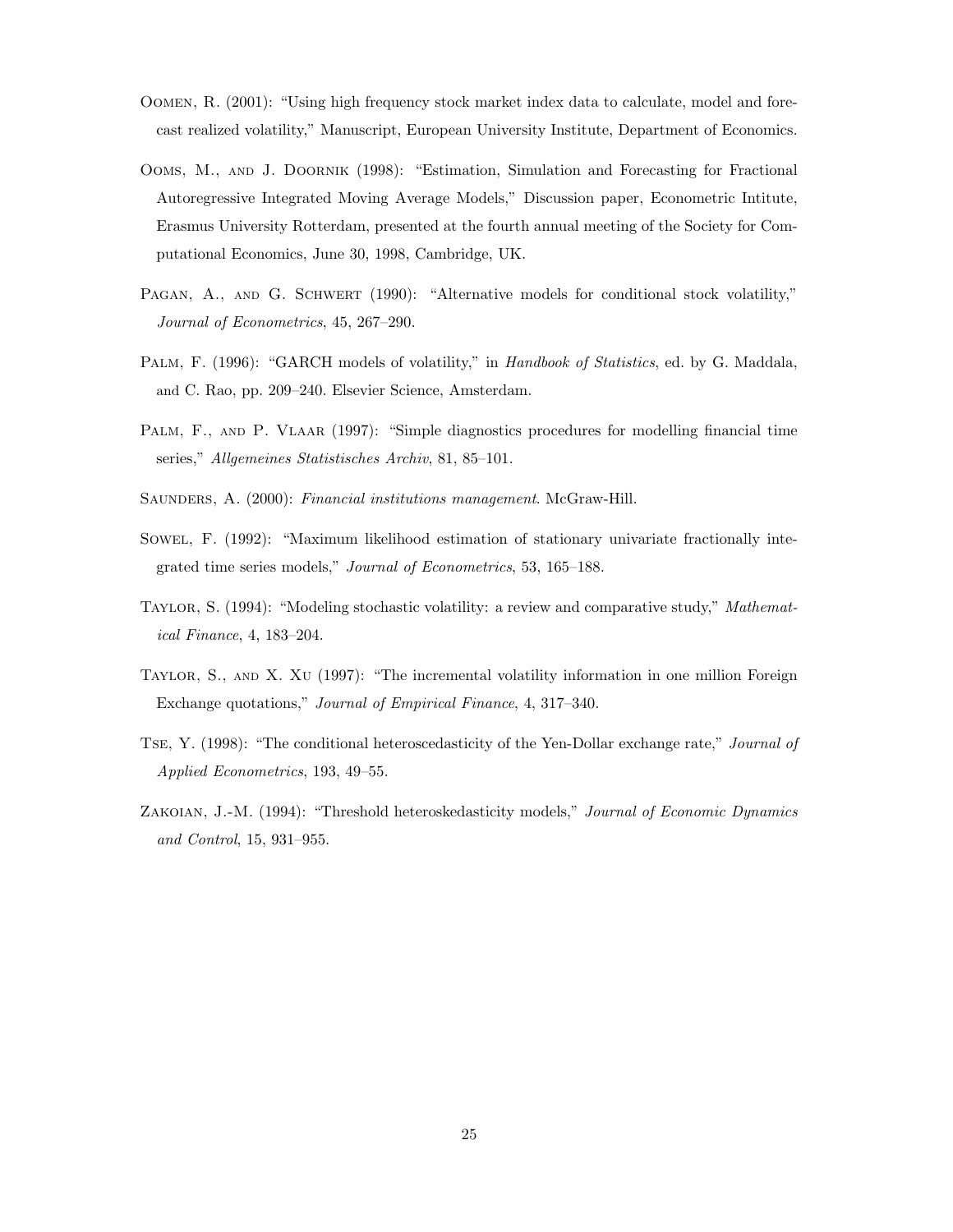Oomen, R. (2001): "Using high frequency stock market index data to calculate, model and forecast realized volatility," Manuscript, European University Institute, Department of Economics.

Ooms, M., and J. Doornik (1998): "Estimation, Simulation and Forecasting for Fractional Autoregressive Integrated Moving Average Models," Discussion paper, Econometric Intitute, Erasmus University Rotterdam, presented at the fourth annual meeting of the Society for Computational Economics, June 30, 1998, Cambridge, UK.

Pagan, A., and G. Schwert (1990): "Alternative models for conditional stock volatility," *Journal of Econometrics*, 45, 267–290.

Palm, F. (1996): "GARCH models of volatility," in *Handbook of Statistics*, ed. by G. Maddala, and C. Rao, pp. 209–240. Elsevier Science, Amsterdam.

Palm, F., and P. Vlaar (1997): "Simple diagnostics procedures for modelling financial time series," *Allgemeines Statistisches Archiv*, 81, 85–101.

Saunders, A. (2000): *Financial institutions management*. McGraw-Hill.

Sowel, F. (1992): "Maximum likelihood estimation of stationary univariate fractionally integrated time series models," *Journal of Econometrics*, 53, 165–188.

Taylor, S. (1994): "Modeling stochastic volatility: a review and comparative study," *Mathematical Finance*, 4, 183–204.

Taylor, S., and X. Xu (1997): "The incremental volatility information in one million Foreign Exchange quotations," *Journal of Empirical Finance*, 4, 317–340.

Tse, Y. (1998): "The conditional heteroscedasticity of the Yen-Dollar exchange rate," *Journal of Applied Econometrics*, 193, 49–55.

Zakoian, J.-M. (1994): "Threshold heteroskedasticity models," *Journal of Economic Dynamics and Control*, 15, 931–955.